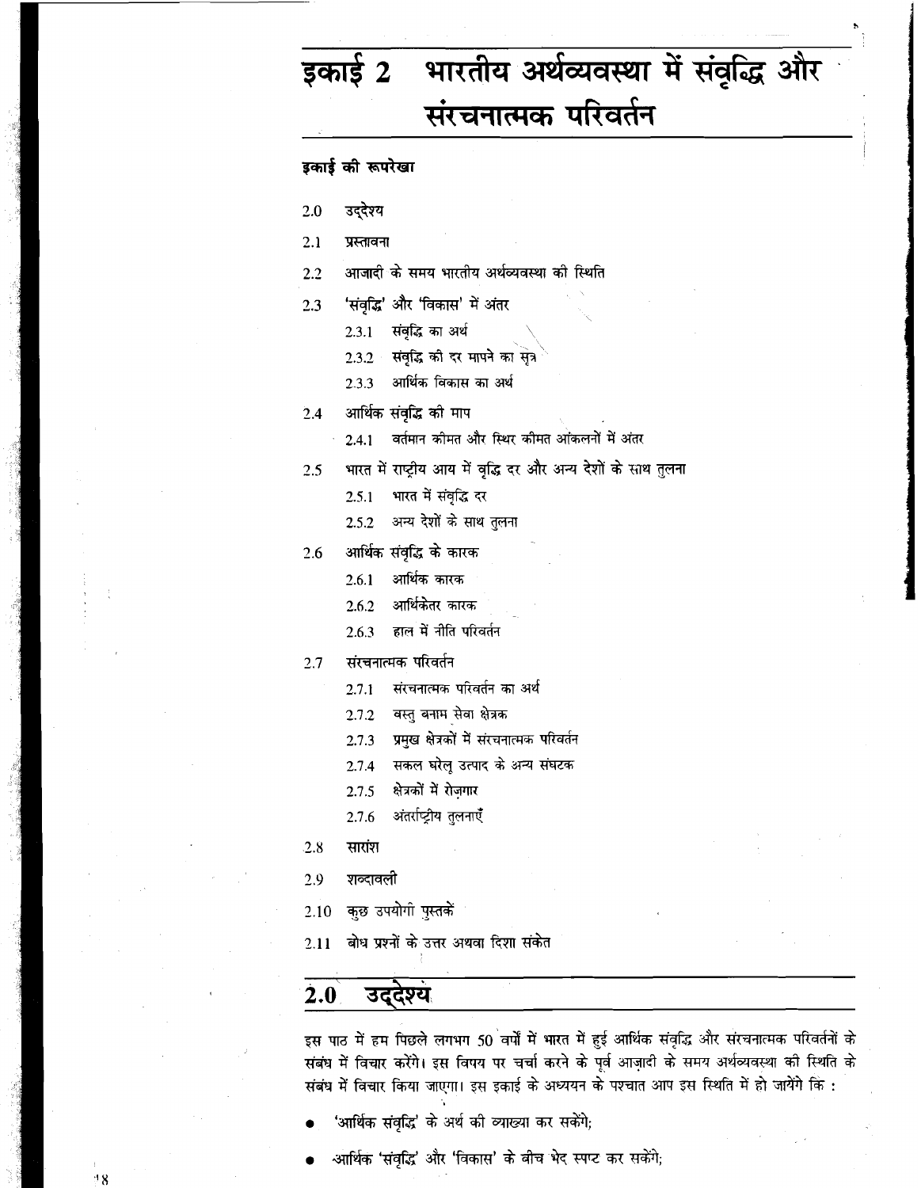# इकाई 2 भारतीय अर्थव्यवस्था में संवृद्धि और संरचनात्मक परिवर्तन

**इकाई की रूपरेखा**

- 2.0 उद्देश्य
- 2.1 प्रस्तावना
- 2.2 आजादी के समय भारतीय अर्थव्यवस्था की स्थिति
- 2.3 'संवृद्धि' और 'विकास' में अंतर
  - 2.3.1 संवृद्धि का अर्थ
  - 2.3.2 संवृद्धि की दर मापने का सूत्र
  - 2.3.3 आर्थिक विकास का अर्थ
- 2.4 आर्थिक संवृद्धि की माप
  - 2.4.1 वर्तमान कीमत और स्थिर कीमत आंकलनों में अंतर
- 2.5 भारत में राष्ट्रीय आय में वृद्धि दर और अन्य देशों के साथ तुलना
  - 2.5.1 भारत में संवृद्धि दर
  - 2.5.2 अन्य देशों के साथ तुलना
- 2.6 आर्थिक संवृद्धि के कारक
  - 2.6.1 आर्थिक कारक
  - 2.6.2 आर्थिकेतर कारक
  - 2.6.3 हाल में नीति परिवर्तन
- 2.7 संरचनात्मक परिवर्तन
  - 2.7.1 संरचनात्मक परिवर्तन का अर्थ
  - 2.7.2 वस्तु बनाम सेवा क्षेत्रक
  - 2.7.3 प्रमुख क्षेत्रकों में संरचनात्मक परिवर्तन
  - 2.7.4 सकल घरेलू उत्पाद के अन्य संघटक
  - 2.7.5 क्षेत्रकों में रोज़गार
  - 2.7.6 अंतर्राष्ट्रीय तुलनाएँ
- 2.8 सारांश
- 2.9 शब्दावली
- 2.10 कुछ उपयोगी पुस्तकें
- 2.11 बोध प्रश्नों के उत्तर अथवा दिशा संकेत

## 2.0 उद्देश्य

इस पाठ में हम पिछले लगभग 50 वर्षों में भारत में हुई आर्थिक संवृद्धि और संरचनात्मक परिवर्तनों के संबंध में विचार करेंगे। इस विषय पर चर्चा करने के पूर्व आज़ादी के समय अर्थव्यवस्था की स्थिति के संबंध में विचार किया जाएगा। इस इकाई के अध्ययन के पश्चात आप इस स्थिति में हो जायेंगे कि :

- 'आर्थिक संवृद्धि' के अर्थ की व्याख्या कर सकेंगे;
- आर्थिक 'संवृद्धि' और 'विकास' के बीच भेद स्पष्ट कर सकेंगे;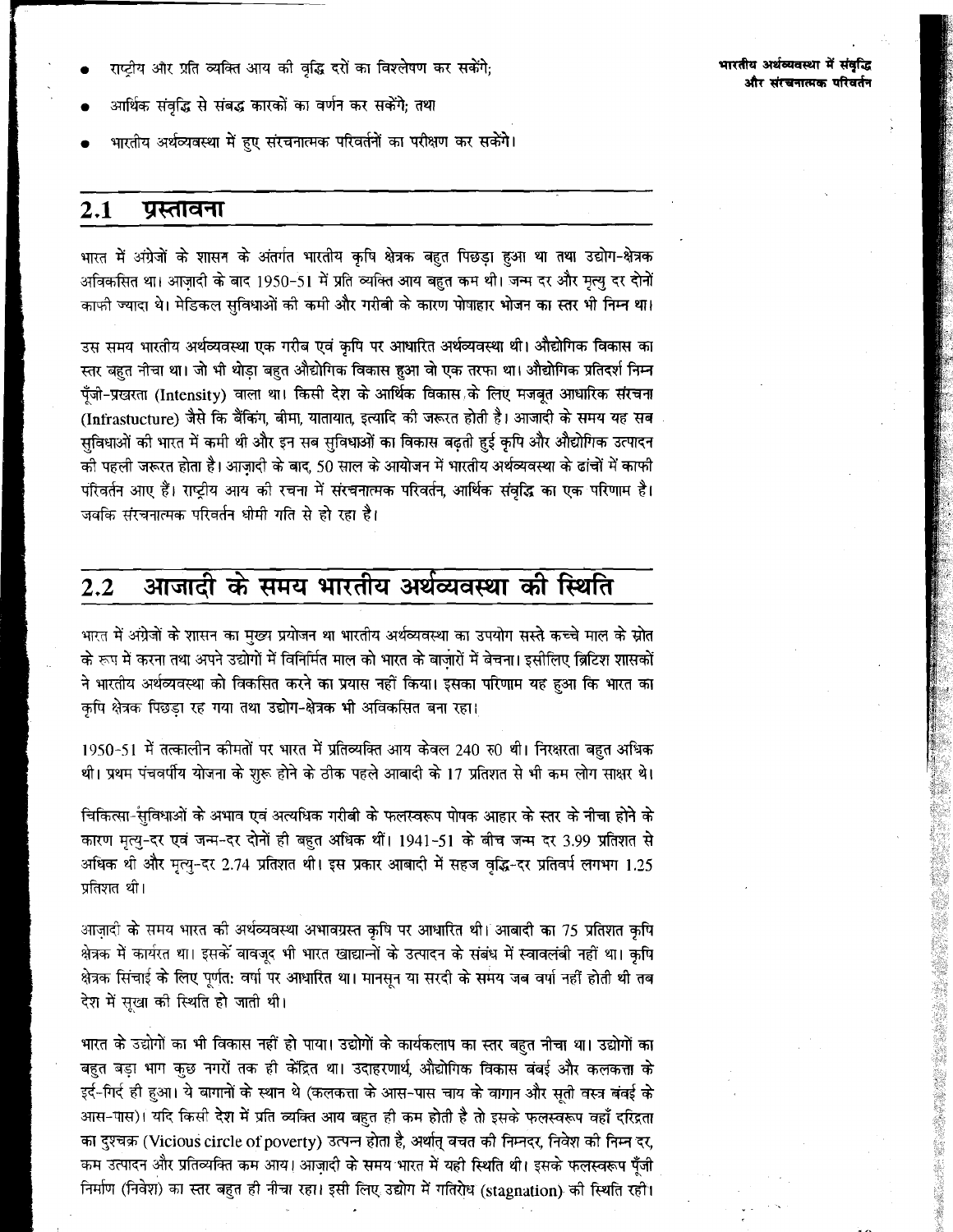- राष्ट्रीय और प्रति व्यक्ति आय की वृद्धि दरों का विश्लेषण कर सकेंगे;
- आर्थिक संवृद्धि से संबद्ध कारकों का वर्णन कर सकेंगे; तथा
- भारतीय अर्थव्यवस्था में हुए संरचनात्मक परिवर्तनों का परीक्षण कर सकेंगे।

## 2.1 प्रस्तावना

भारत में अंग्रेजों के शासन के अंतर्गत भारतीय कृषि क्षेत्रक बहुत पिछड़ा हुआ था तथा उद्योग-क्षेत्रक अविकसित था। आज़ादी के बाद 1950-51 में प्रति व्यक्ति आय बहुत कम थी। जन्म दर और मृत्यु दर दोनों काफी ज्यादा थे। मेडिकल सुविधाओं की कमी और गरीबी के कारण पोषाहार भोजन का स्तर भी निम्न था।

उस समय भारतीय अर्थव्यवस्था एक गरीब एवं कृषि पर आधारित अर्थव्यवस्था थी। औद्योगिक विकास का स्तर बहुत नीचा था। जो भी थोड़ा बहुत औद्योगिक विकास हुआ वो एक तरफा था। औद्योगिक प्रतिदर्श निम्न पूँजी-प्रखरता (Intensity) वाला था। किसी देश के आर्थिक विकास के लिए मजबूत आधारिक संरचना (Infrastucture) जैसे कि बैंकिंग, बीमा, यातायात, इत्यादि की जरूरत होती है। आजादी के समय यह सब सुविधाओं की भारत में कमी थी और इन सब सुविधाओं का विकास बढ़ती हुई कृषि और औद्योगिक उत्पादन की पहली जरूरत होता है। आज़ादी के बाद, 50 साल के आयोजन में भारतीय अर्थव्यवस्था के ढांचों में काफी परिवर्तन आए हैं। राष्ट्रीय आय की रचना में संरचनात्मक परिवर्तन, आर्थिक संवृद्धि का एक परिणाम है। जबकि संरचनात्मक परिवर्तन धीमी गति से हो रहा है।

## 2.2 आजादी के समय भारतीय अर्थव्यवस्था की स्थिति

भारत में अंग्रेजों के शासन का मुख्य प्रयोजन था भारतीय अर्थव्यवस्था का उपयोग सस्ते कच्चे माल के स्रोत के रूप में करना तथा अपने उद्योगों में विनिर्मित माल को भारत के बाज़ारों में बेचना। इसीलिए ब्रिटिश शासकों ने भारतीय अर्थव्यवस्था को विकसित करने का प्रयास नहीं किया। इसका परिणाम यह हुआ कि भारत का कृषि क्षेत्रक पिछड़ा रह गया तथा उद्योग-क्षेत्रक भी अविकसित बना रहा।

1950-51 में तत्कालीन कीमतों पर भारत में प्रतिव्यक्ति आय केवल 240 रु0 थी। निरक्षरता बहुत अधिक थी। प्रथम पंचवर्षीय योजना के शुरू होने के ठीक पहले आबादी के 17 प्रतिशत से भी कम लोग साक्षर थे।

चिकित्सा-सुविधाओं के अभाव एवं अत्यधिक गरीबी के फलस्वरूप पोषक आहार के स्तर के नीचा होने के कारण मृत्यु-दर एवं जन्म-दर दोनों ही बहुत अधिक थीं। 1941-51 के बीच जन्म दर 3.99 प्रतिशत से अधिक थी और मृत्यु-दर 2.74 प्रतिशत थी। इस प्रकार आबादी में सहज वृद्धि-दर प्रतिवर्ष लगभग 1.25 प्रतिशत थी।

आज़ादी के समय भारत की अर्थव्यवस्था अभावग्रस्त कृषि पर आधारित थी। आबादी का 75 प्रतिशत कृषि क्षेत्रक में कार्यरत था। इसके बावजूद भी भारत खाद्यान्नों के उत्पादन के संबंध में स्वावलंबी नहीं था। कृषि क्षेत्रक सिंचाई के लिए पूर्णतः वर्षा पर आधारित था। मानसून या सरदी के समय जब वर्षा नहीं होती थी तब देश में सूखा की स्थिति हो जाती थी।

भारत के उद्योगों का भी विकास नहीं हो पाया। उद्योगों के कार्यकलाप का स्तर बहुत नीचा था। उद्योगों का बहुत बड़ा भाग कुछ नगरों तक ही केंद्रित था। उदाहरणार्थ, औद्योगिक विकास बंबई और कलकत्ता के ईर्द-गिर्द ही हुआ। ये बागानों के स्थान थे (कलकत्ता के आस-पास चाय के बागान और सूती वस्त्र बंबई के आस-पास)। यदि किसी देश में प्रति व्यक्ति आय बहुत ही कम होती है तो इसके फलस्वरूप वहाँ दरिद्रता का दुश्चक्र (Vicious circle of poverty) उत्पन्न होता है, अर्थात् बचत की निम्नदर, निवेश की निम्न दर, कम उत्पादन और प्रतिव्यक्ति कम आय। आज़ादी के समय भारत में यही स्थिति थी। इसके फलस्वरूप पूँजी निर्माण (निवेश) का स्तर बहुत ही नीचा रहा। इसी लिए उद्योग में गतिरोध (stagnation) की स्थिति रही।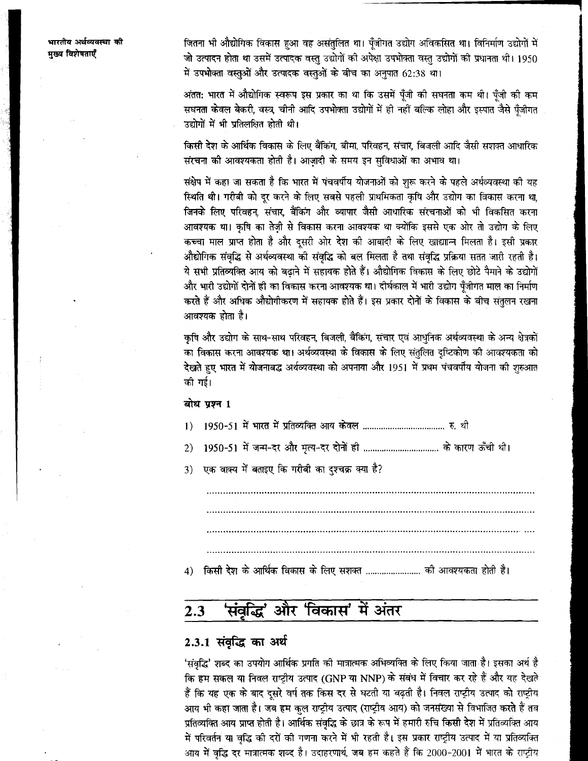जितना भी औद्योगिक विकास हुआ वह असंतुलित था। पूँजीगत उद्योग अविकसित था। विनिर्माण उद्योगों में जो उत्पादन होता था उसमें उत्पादक वस्तु उद्योगों की अपेक्षा उपभोक्ता वस्तु उद्योगों की प्रधानता थी। 1950 में उपभोक्ता वस्तुओं और उत्पादक वस्तुओं के बीच का अनुपात 62:38 था।

अंततः भारत में औद्योगिक स्वरूप इस प्रकार का था कि उसमें पूँजी की सघनता कम थी। पूँजी की कम सघनता केवल बेकरी, वस्त्र, चीनी आदि उपभोक्ता उद्योगों में ही नहीं बल्कि लोहा और इस्पात जैसे पूँजीगत उद्योगों में भी प्रतिलक्षित होती थी।

किसी देश के आर्थिक विकास के लिए बैंकिंग, बीमा, परिवहन, संचार, बिजली आदि जैसी सशक्त आधारिक संरचना की आवश्यकता होती है। आज़ादी के समय इन सुविधाओं का अभाव था।

संक्षेप में कहा जा सकता है कि भारत में पंचवर्षीय योजनाओं को शुरू करने के पहले अर्थव्यवस्था की यह स्थिति थी। गरीबी को दूर करने के लिए सबसे पहली प्राथमिकता कृषि और उद्योग का विकास करना था, जिनके लिए परिवहन, संचार, बैंकिंग और व्यापार जैसी आधारिक संरचनाओं को भी विकसित करना आवश्यक था। कृषि का तेज़ी से विकास करना आवश्यक था क्योंकि इससे एक ओर तो उद्योग के लिए कच्चा माल प्राप्त होता है और दूसरी ओर देश की आबादी के लिए खाद्यान्न मिलता है। इसी प्रकार औद्योगिक संवृद्धि से अर्थव्यवस्था की संवृद्धि को बल मिलता है तथा संवृद्धि प्रक्रिया सतत जारी रहती है। ये सभी प्रतिव्यक्ति आय को बढ़ाने में सहायक होते हैं। औद्योगिक विकास के लिए छोटे पैमाने के उद्योगों और भारी उद्योगों दोनों ही का विकास करना आवश्यक था। दीर्घकाल में भारी उद्योग पूँजीगत माल का निर्माण करते हैं और अधिक औद्योगीकरण में सहायक होते हैं। इस प्रकार दोनों के विकास के बीच संतुलन रखना आवश्यक होता है।

कृषि और उद्योग के साथ-साथ परिवहन, बिजली, बैंकिंग, संचार एवं आधुनिक अर्थव्यवस्था के अन्य क्षेत्रकों का विकास करना आवश्यक था। अर्थव्यवस्था के विकास के लिए संतुलित दृष्टिकोण की आवश्यकता को देखते हुए भारत में योजनाबद्ध अर्थव्यवस्था को अपनाया और 1951 में प्रथम पंचवर्षीय योजना की शुरुआत की गई।

**बोध प्रश्न 1**

1) 1950-51 में भारत में प्रतिव्यक्ति आय केवल .................................... रु. थी

2) 1950-51 में जन्म-दर और मृत्यु-दर दोनों ही ................................ के कारण ऊँची थी।

3) एक वाक्य में बताइए कि गरीबी का दुश्चक्र क्या है?

..................................................................................................................................

..................................................................................................................................

..................................................................................................................................

..................................................................................................................................

4) किसी देश के आर्थिक विकास के लिए सशक्त ........................ की आवश्यकता होती है।

## 2.3 'संवृद्धि' और 'विकास' में अंतर

### 2.3.1 संवृद्धि का अर्थ

'संवृद्धि' शब्द का उपयोग आर्थिक प्रगति की मात्रात्मक अभिव्यक्ति के लिए किया जाता है। इसका अर्थ है कि हम सकल या निवल राष्ट्रीय उत्पाद (GNP या NNP) के संबंध में विचार कर रहे हैं और यह देखते हैं कि यह एक के बाद दूसरे वर्ष तक किस दर से घटती या बढ़ती है। निवल राष्ट्रीय उत्पाद को राष्ट्रीय आय भी कहा जाता है। जब हम कुल राष्ट्रीय उत्पाद (राष्ट्रीय आय) को जनसंख्या से विभाजित करते हैं तब प्रतिव्यक्ति आय प्राप्त होती है। आर्थिक संवृद्धि के छात्र के रूप में हमारी रुचि किसी देश में प्रतिव्यक्ति आय में परिवर्तन या वृद्धि की दरों की गणना करने में भी रहती है। इस प्रकार राष्ट्रीय उत्पाद में या प्रतिव्यक्ति आय में वृद्धि दर मात्रात्मक शब्द है। उदाहरणार्थ, जब हम कहते हैं कि 2000-2001 में भारत के राष्ट्रीय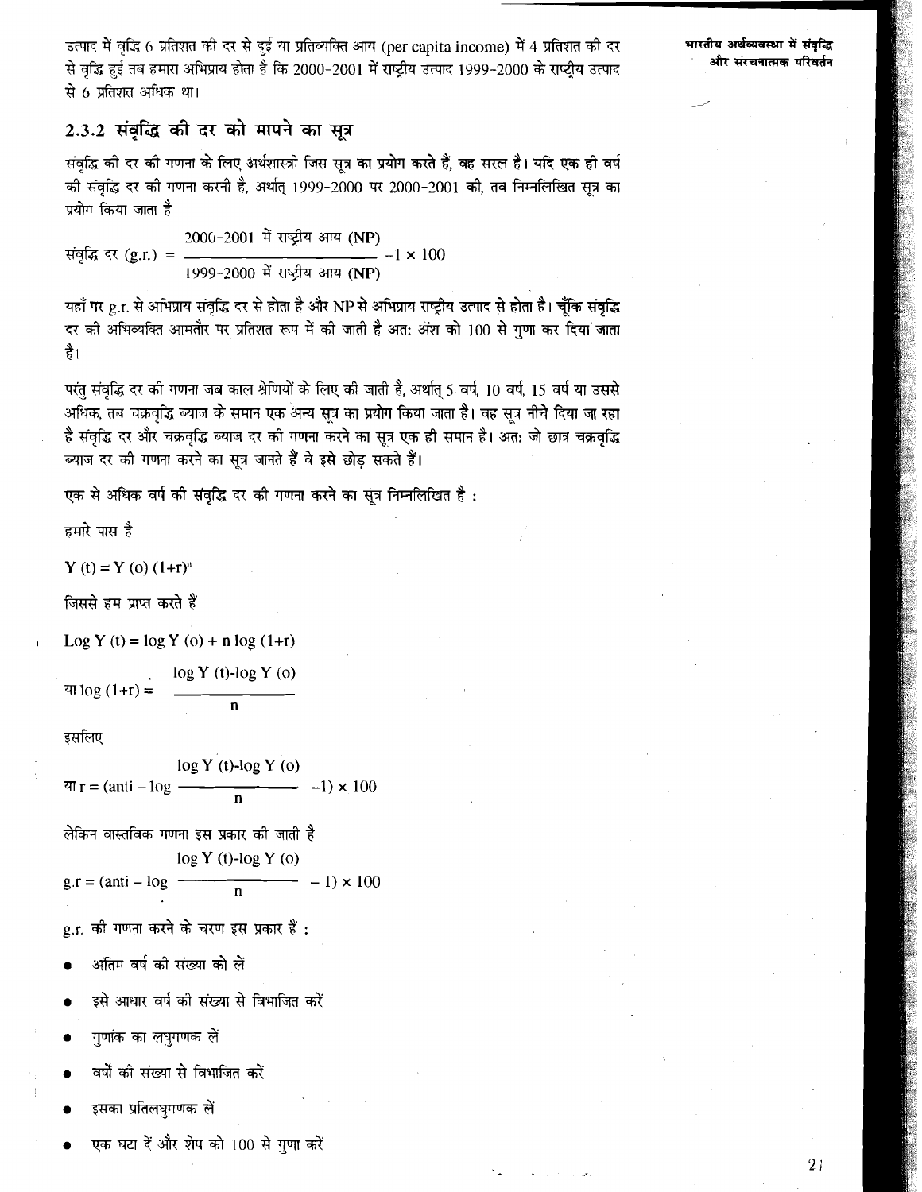उत्पाद में वृद्धि 6 प्रतिशत की दर से हुई या प्रतिव्यक्ति आय (per capita income) में 4 प्रतिशत की दर से वृद्धि हुई तब हमारा अभिप्राय होता है कि 2000-2001 में राष्ट्रीय उत्पाद 1999-2000 के राष्ट्रीय उत्पाद से 6 प्रतिशत अधिक था।

### 2.3.2 संवृद्धि की दर को मापने का सूत्र

संवृद्धि की दर की गणना के लिए अर्थशास्त्री जिस सूत्र का प्रयोग करते हैं, वह सरल है। यदि एक ही वर्ष की संवृद्धि दर की गणना करनी है, अर्थात् 1999-2000 पर 2000-2001 की, तब निम्नलिखित सूत्र का प्रयोग किया जाता है

$$\text{संवृद्धि दर (g.r.)} = \frac{\text{2000-2001 में राष्ट्रीय आय (NP)}}{\text{1999-2000 में राष्ट्रीय आय (NP)}} - 1 \times 100$$

यहाँ पर g.r. से अभिप्राय संवृद्धि दर से होता है और NP से अभिप्राय राष्ट्रीय उत्पाद से होता है। चूँकि संवृद्धि दर की अभिव्यक्ति आमतौर पर प्रतिशत रूप में की जाती है अत: अंश को 100 से गुणा कर दिया जाता है।

परंतु संवृद्धि दर की गणना जब काल श्रेणियों के लिए की जाती है, अर्थात् 5 वर्ष, 10 वर्ष, 15 वर्ष या उससे अधिक, तब चक्रवृद्धि ब्याज के समान एक अन्य सूत्र का प्रयोग किया जाता है। वह सूत्र नीचे दिया जा रहा है संवृद्धि दर और चक्रवृद्धि ब्याज दर की गणना करने का सूत्र एक ही समान है। अत: जो छात्र चक्रवृद्धि ब्याज दर की गणना करने का सूत्र जानते हैं वे इसे छोड़ सकते हैं।

एक से अधिक वर्ष की संवृद्धि दर की गणना करने का सूत्र निम्नलिखित है :

हमारे पास है

$$Y(t) = Y(o)(1+r)^n$$

जिससे हम प्राप्त करते हैं

$$\text{Log } Y(t) = \log Y(o) + n \log(1+r)$$

$$\text{या } \log(1+r) = \frac{\log Y(t) - \log Y(o)}{n}$$

इसलिए

$$\text{या } r = \left(\text{anti} - \log \frac{\log Y(t) - \log Y(o)}{n} - 1\right) \times 100$$

लेकिन वास्तविक गणना इस प्रकार की जाती है

$$g.r = \left(\text{anti} - \log \frac{\log Y(t) - \log Y(o)}{n} - 1\right) \times 100$$

g.r. की गणना करने के चरण इस प्रकार हैं :

- अंतिम वर्ष की संख्या को लें
- इसे आधार वर्ष की संख्या से विभाजित करें
- गुणांक का लघुगणक लें
- वर्षों की संख्या से विभाजित करें
- इसका प्रतिलघुगणक लें
- एक घटा दें और शेष को 100 से गुणा करें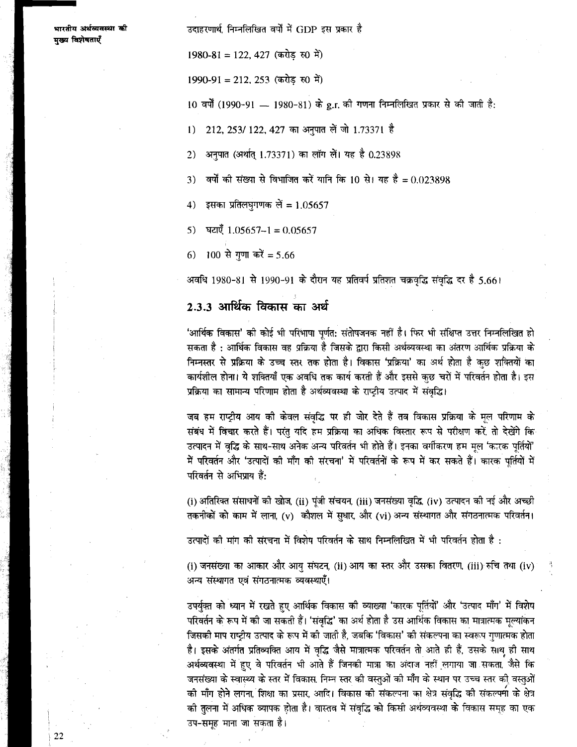उदाहरणार्थ, निम्नलिखित वर्षों में GDP इस प्रकार है

1980-81 = 122, 427 (करोड़ रु० में)

1990-91 = 212, 253 (करोड़ रु० में)

10 वर्षों (1990-91 — 1980-81) के g.r. की गणना निम्नलिखित प्रकार से की जाती है:

1) 212, 253/ 122, 427 का अनुपात लें जो 1.73371 है

2) अनुपात (अर्थात् 1.73371) का लॉग लें। यह है 0.23898

3) वर्षों की संख्या से विभाजित करें यानि कि 10 से। यह है = 0.023898

4) इसका प्रतिलघुगणक लें = 1.05657

5) घटाएँ 1.05657–1 = 0.05657

6) 100 से गुणा करें = 5.66

अवधि 1980-81 से 1990-91 के दौरान यह प्रतिवर्ष प्रतिशत चक्रवृद्धि संवृद्धि दर है 5.66।

### 2.3.3 आर्थिक विकास का अर्थ

'आर्थिक विकास' की कोई भी परिभाषा पूर्णतः संतोषजनक नहीं है। फिर भी संक्षिप्त उत्तर निम्नलिखित हो सकता है : आर्थिक विकास वह प्रक्रिया है जिसके द्वारा किसी अर्थव्यवस्था का अंतरण आर्थिक प्रक्रिया के निम्नस्तर से प्रक्रिया के उच्च स्तर तक होता है। विकास 'प्रक्रिया' का अर्थ होता है कुछ शक्तियों का कार्यशील होना। ये शक्तियाँ एक अवधि तक कार्य करती हैं और इससे कुछ चरों में परिवर्तन होता है। इस प्रक्रिया का सामान्य परिणाम होता है अर्थव्यवस्था के राष्ट्रीय उत्पाद में संवृद्धि।

जब हम राष्ट्रीय आय की केवल संवृद्धि पर ही जोर देते हैं तब विकास प्रक्रिया के मूल परिणाम के संबंध में विचार करते हैं। परंतु यदि हम प्रक्रिया का अधिक विस्तार रूप से परीक्षण करें, तो देखेंगे कि उत्पादन में वृद्धि के साथ-साथ अनेक अन्य परिवर्तन भी होते हैं। इनका वर्गीकरण हम मूल 'कारक पूर्तियों' में परिवर्तन और 'उत्पादों की माँग की संरचना' में परिवर्तनों के रूप में कर सकते हैं। कारक पूर्तियों में परिवर्तन से अभिप्राय हैं:

(i) अतिरिक्त संसाधनों की खोज, (ii) पूंजी संचयन, (iii) जनसंख्या वृद्धि, (iv) उत्पादन की नई और अच्छी तकनीकों को काम में लाना, (v) कौशल में सुधार, और (vi) अन्य संस्थागत और संगठनात्मक परिवर्तन।

उत्पादों की मांग की संरचना में विशेष परिवर्तन के साथ निम्नलिखित में भी परिवर्तन होता है :

(i) जनसंख्या का आकार और आयु संघटन, (ii) आय का स्तर और उसका वितरण, (iii) रुचि तथा (iv) अन्य संस्थागत एवं संगठनात्मक व्यवस्थाएँ।

उपर्युक्त को ध्यान में रखते हुए आर्थिक विकास की व्याख्या 'कारक पूर्तियों' और 'उत्पाद माँग' में विशेष परिवर्तन के रूप में की जा सकती है। 'संवृद्धि' का अर्थ होता है उस आर्थिक विकास का मात्रात्मक मूल्यांकन जिसकी माप राष्ट्रीय उत्पाद के रूप में की जाती है, जबकि 'विकास' की संकल्पना का स्वरूप गुणात्मक होता है। इसके अंतर्गत प्रतिव्यक्ति आय में वृद्धि जैसे मात्रात्मक परिवर्तन तो आते ही हैं, उसके साथ ही साथ अर्थव्यवस्था में हुए वे परिवर्तन भी आते हैं जिनकी मात्रा का अंदाज नहीं लगाया जा सकता, जैसे कि जनसंख्या के स्वास्थ्य के स्तर में विकास, निम्न स्तर की वस्तुओं की माँग के स्थान पर उच्च स्तर की वस्तुओं की माँग होने लगना, शिक्षा का प्रसार, आदि। विकास की संकल्पना का क्षेत्र संवृद्धि की संकल्पना के क्षेत्र की तुलना में अधिक व्यापक होता है। वास्तव में संवृद्धि को किसी अर्थव्यवस्था के विकास समूह का एक उप-समूह माना जा सकता है।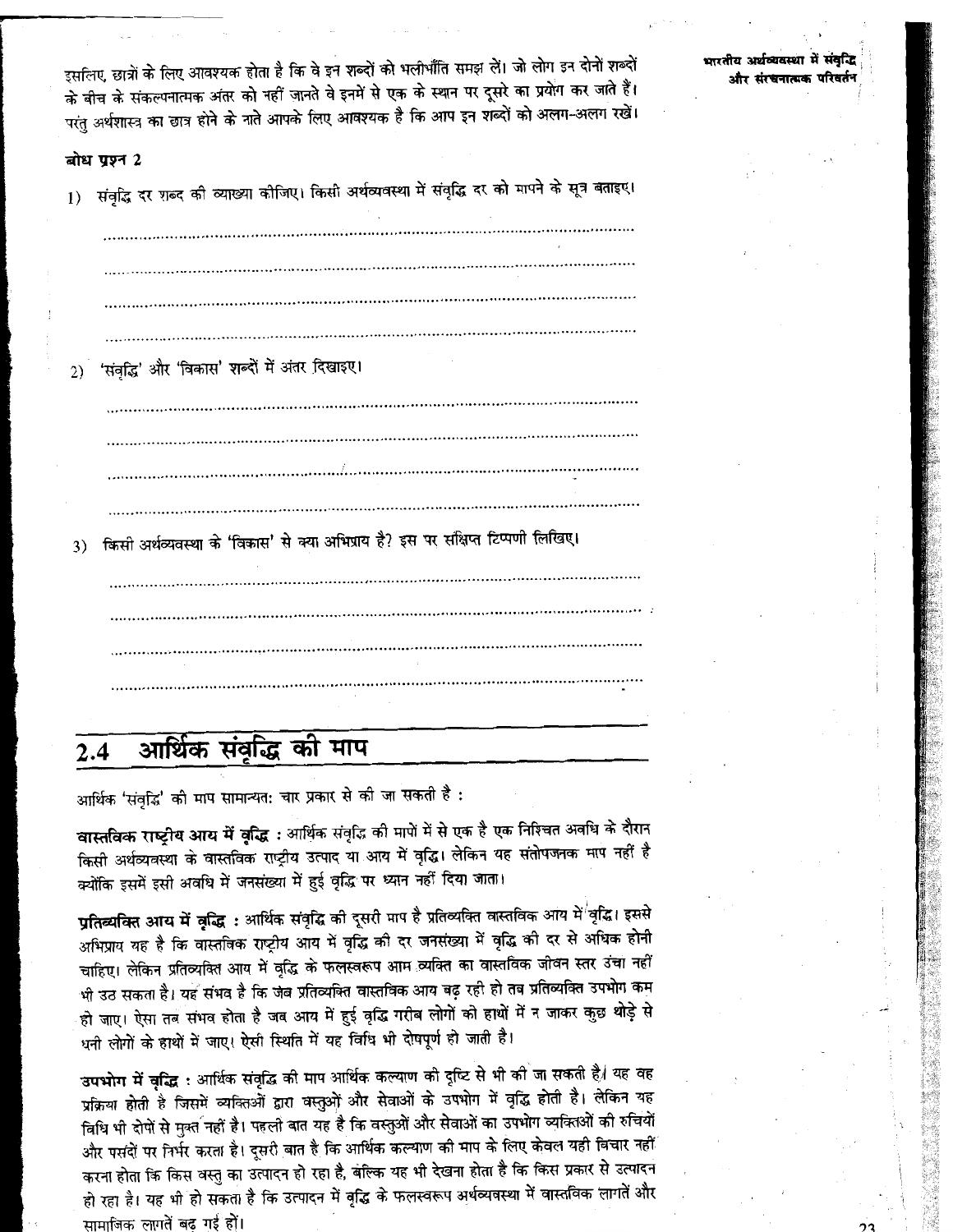इसलिए, छात्रों के लिए आवश्यक होता है कि वे इन शब्दों को भलीभाँति समझ लें। जो लोग इन दोनों शब्दों के बीच के संकल्पनात्मक अंतर को नहीं जानते वे इनमें से एक के स्थान पर दूसरे का प्रयोग कर जाते हैं। परंतु अर्थशास्त्र का छात्र होने के नाते आपके लिए आवश्यक है कि आप इन शब्दों को अलग-अलग रखें।

**बोध प्रश्न 2**

1) संवृद्धि दर शब्द की व्याख्या कीजिए। किसी अर्थव्यवस्था में संवृद्धि दर को मापने के सूत्र बताइए।

..............................................................................................................

..............................................................................................................

..............................................................................................................

..............................................................................................................

2) 'संवृद्धि' और 'विकास' शब्दों में अंतर दिखाइए।

..............................................................................................................

..............................................................................................................

..............................................................................................................

..............................................................................................................

3) किसी अर्थव्यवस्था के 'विकास' से क्या अभिप्राय है? इस पर संक्षिप्त टिप्पणी लिखिए।

..............................................................................................................

..............................................................................................................

..............................................................................................................

..............................................................................................................

## 2.4 आर्थिक संवृद्धि की माप

आर्थिक 'संवृद्धि' की माप सामान्यतः चार प्रकार से की जा सकती है :

**वास्तविक राष्ट्रीय आय में वृद्धि :** आर्थिक संवृद्धि की मापों में से एक है एक निश्चित अवधि के दौरान किसी अर्थव्यवस्था के वास्तविक राष्ट्रीय उत्पाद या आय में वृद्धि। लेकिन यह संतोषजनक माप नहीं है क्योंकि इसमें इसी अवधि में जनसंख्या में हुई वृद्धि पर ध्यान नहीं दिया जाता।

**प्रतिव्यक्ति आय में वृद्धि :** आर्थिक संवृद्धि की दूसरी माप है प्रतिव्यक्ति वास्तविक आय में वृद्धि। इससे अभिप्राय यह है कि वास्तविक राष्ट्रीय आय में वृद्धि की दर जनसंख्या में वृद्धि की दर से अधिक होनी चाहिए। लेकिन प्रतिव्यक्ति आय में वृद्धि के फलस्वरूप आम व्यक्ति का वास्तविक जीवन स्तर उंचा नहीं भी उठ सकता है। यह संभव है कि जब प्रतिव्यक्ति वास्तविक आय बढ़ रही हो तब प्रतिव्यक्ति उपभोग कम हो जाए। ऐसा तब संभव होता है जब आय में हुई वृद्धि गरीब लोगों को हाथों में न जाकर कुछ थोड़े से धनी लोगों के हाथों में जाए। ऐसी स्थिति में यह विधि भी दोषपूर्ण हो जाती है।

**उपभोग में वृद्धि :** आर्थिक संवृद्धि की माप आर्थिक कल्याण की दृष्टि से भी की जा सकती है। यह वह प्रक्रिया होती है जिसमें व्यक्तिओं द्वारा वस्तुओं और सेवाओं के उपभोग में वृद्धि होती है। लेकिन यह विधि भी दोषों से मुक्त नहीं है। पहली बात यह है कि वस्तुओं और सेवाओं का उपभोग व्यक्तिओं की रुचियों और पसंदों पर निर्भर करता है। दूसरी बात है कि आर्थिक कल्याण की माप के लिए केवल यही विचार नहीं करना होता कि किस वस्तु का उत्पादन हो रहा है, बल्कि यह भी देखना होता है कि किस प्रकार से उत्पादन हो रहा है। यह भी हो सकता है कि उत्पादन में वृद्धि के फलस्वरूप अर्थव्यवस्था में वास्तविक लागतें और सामाजिक लागतें बढ़ गई हों।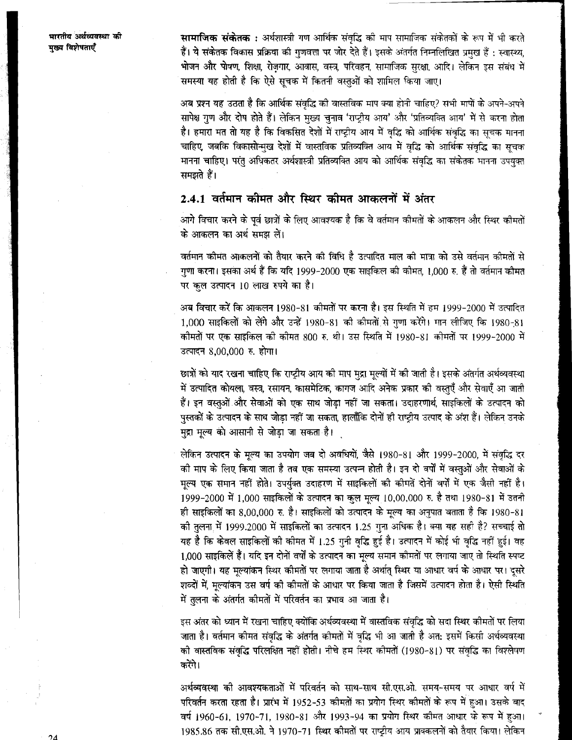**सामाजिक संकेतक :** अर्थशास्त्री गण आर्थिक संवृद्धि की माप सामाजिक संकेतकों के रूप में भी करते हैं। ये संकेतक विकास प्रक्रिया की गुणवत्ता पर जोर देते हैं। इसके अंतर्गत निम्नलिखित प्रमुख हैं : स्वास्थ्य, भोजन और पोषण, शिक्षा, रोज़गार, आवास, वस्त्र, परिवहन, सामाजिक सुरक्षा, आदि। लेकिन इस संबंध में समस्या यह होती है कि ऐसे सूचक में कितनी वस्तुओं को शामिल किया जाए।

अब प्रश्न यह उठता है कि आर्थिक संवृद्धि की वास्तविक माप क्या होनी चाहिए? सभी मापों के अपने-अपने सापेक्ष गुण और दोष होते हैं। लेकिन मुख्य चुनाव 'राष्ट्रीय आय' और 'प्रतिव्यक्ति आय' में से करना होता है। हमारा मत तो यह है कि विकसित देशों में राष्ट्रीय आय में वृद्धि को आर्थिक संवृद्धि का सूचक मानना चाहिए, जबकि विकासोन्मुख देशों में वास्तविक प्रतिव्यक्ति आय में वृद्धि को आर्थिक संवृद्धि का सूचक मानना चाहिए। परंतु अधिकतर अर्थशास्त्री प्रतिव्यक्ति आय को आर्थिक संवृद्धि का संकेतक मानना उपयुक्त समझते हैं।

## 2.4.1 वर्तमान कीमत और स्थिर कीमत आकलनों में अंतर

आगे विचार करने के पूर्व छात्रों के लिए आवश्यक है कि वे वर्तमान कीमतों के आकलन और स्थिर कीमतों के आकलन का अर्थ समझ लें।

वर्तमान कीमत आकलनों को तैयार करने की विधि है उत्पादित माल की मात्रा को उसे वर्तमान कीमतों से गुणा करना। इसका अर्थ है कि यदि 1999-2000 एक साइकिल की कीमत, 1,000 रु. है तो वर्तमान कीमत पर कुल उत्पादन 10 लाख रुपये का है।

अब विचार करें कि आकलन 1980-81 कीमतों पर करना है। इस स्थिति में हम 1999-2000 में उत्पादित 1,000 साइकिलों को लेंगे और उन्हें 1980-81 की कीमतों से गुणा करेंगे। मान लीजिए कि 1980-81 कीमतों पर एक साइकिल की कीमत 800 रु. थी। उस स्थिति में 1980-81 कीमतों पर 1999-2000 में उत्पादन 8,00,000 रु. होगा।

छात्रों को याद रखना चाहिए कि राष्ट्रीय आय की माप मुद्रा मूल्यों में की जाती है। इसके अंतर्गत अर्थव्यवस्था में उत्पादित कोयला, वस्त्र, रसायन, कासमेटिक, कागज आदि अनेक प्रकार की वस्तुएँ और सेवाएँ आ जाती हैं। इन वस्तुओं और सेवाओं को एक साथ जोड़ा नहीं जा सकता। उदाहरणार्थ, साइकिलों के उत्पादन को पुस्तकों के उत्पादन के साथ जोड़ा नहीं जा सकता, हालाँकि दोनों ही राष्ट्रीय उत्पाद के अंश हैं। लेकिन उनके मुद्रा मूल्य को आसानी से जोड़ा जा सकता है।

लेकिन उत्पादन के मूल्य का उपयोग जब दो अवधियों, जैसे 1980-81 और 1999-2000, में संवृद्धि दर की माप के लिए किया जाता है तब एक समस्या उत्पन्न होती है। इन दो वर्षों में वस्तुओं और सेवाओं के मूल्य एक समान नहीं होते। उपर्युक्त उदाहरण में साइकिलों की कीमतें दोनों वर्षों में एक जैसी नहीं है। 1999-2000 में 1,000 साइकिलों के उत्पादन का कुल मूल्य 10,00,000 रु. है तथा 1980-81 में उतनी ही साइकिलों का 8,00,000 रु. है। साइकिलों को उत्पादन के मूल्य का अनुपात बताता है कि 1980-81 की तुलना में 1999.2000 में साइकिलों का उत्पादन 1.25 गुना अधिक है। क्या यह सही है? सच्चाई तो यह है कि केवल साइकिलों की कीमत में 1.25 गुनी वृद्धि हुई है। उत्पादन में कोई भी वृद्धि नहीं हुई। वह 1,000 साइकिलें हैं। यदि इन दोनों वर्षों के उत्पादन का मूल्य समान कीमतों पर लगाया जाए तो स्थिति स्पष्ट हो जाएगी। यह मूल्यांकन स्थिर कीमतों पर लगाया जाता है अर्थात् स्थिर या आधार वर्ष के आधार पर। दूसरे शब्दों में, मूल्यांकन उस वर्ष की कीमतों के आधार पर किया जाता है जिसमें उत्पादन होता है। ऐसी स्थिति में तुलना के अंतर्गत कीमतों में परिवर्तन का प्रभाव आ जाता है।

इस अंतर को ध्यान में रखना चाहिए क्योंकि अर्थव्यवस्था में वास्तविक संवृद्धि को सदा स्थिर कीमतों पर लिया जाता है। वर्तमान कीमत संवृद्धि के अंतर्गत कीमतों में वृद्धि भी आ जाती है अतः इसमें किसी अर्थव्यवस्था की वास्तविक संवृद्धि परिलक्षित नहीं होती। नीचे हम स्थिर कीमतों (1980-81) पर संवृद्धि का विश्लेषण करेंगे।

अर्थव्यवस्था की आवश्यकताओं में परिवर्तन को साथ-साथ सी.एस.ओ. समय-समय पर आधार वर्ष में परिवर्तन करता रहता है। प्रारंभ में 1952-53 कीमतों का प्रयोग स्थिर कीमतों के रूप में हुआ। उसके बाद वर्ष 1960-61, 1970-71, 1980-81 और 1993-94 का प्रयोग स्थिर कीमत आधार के रूप में हुआ। 1985.86 तक सी.एस.ओ. ने 1970-71 स्थिर कीमतों पर राष्ट्रीय आय प्राक्कलनों को तैयार किया। लेकिन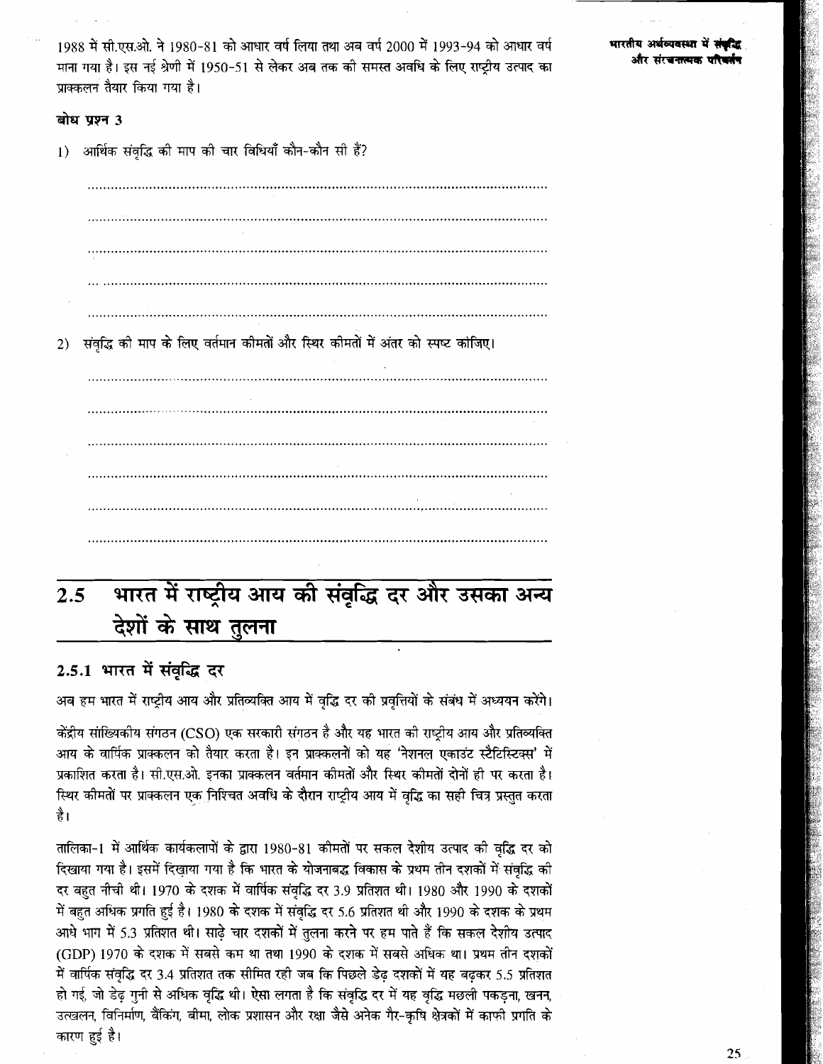1988 में सी.एस.ओ. ने 1980-81 को आधार वर्ष लिया तथा अब वर्ष 2000 में 1993-94 को आधार वर्ष माना गया है। इस नई श्रेणी में 1950-51 से लेकर अब तक की समस्त अवधि के लिए राष्ट्रीय उत्पाद का प्राक्कलन तैयार किया गया है।

**बोध प्रश्न 3**

1) आर्थिक संवृद्धि की माप की चार विधियाँ कौन-कौन सी हैं?

.....................................................................................................

.....................................................................................................

.....................................................................................................

.....................................................................................................

.....................................................................................................

2) संवृद्धि की माप के लिए वर्तमान कीमतों और स्थिर कीमतों में अंतर को स्पष्ट कीजिए।

.....................................................................................................

.....................................................................................................

.....................................................................................................

.....................................................................................................

.....................................................................................................

.....................................................................................................

## 2.5 भारत में राष्ट्रीय आय की संवृद्धि दर और उसका अन्य देशों के साथ तुलना

### 2.5.1 भारत में संवृद्धि दर

अब हम भारत में राष्ट्रीय आय और प्रतिव्यक्ति आय में वृद्धि दर की प्रवृत्तियों के संबंध में अध्ययन करेंगे।

केंद्रीय सांख्यिकीय संगठन (CSO) एक सरकारी संगठन है और यह भारत की राष्ट्रीय आय और प्रतिव्यक्ति आय के वार्षिक प्राक्कलन को तैयार करता है। इन प्राक्कलनों को यह 'नेशनल एकाउंट स्टैटिस्टिक्स' में प्रकाशित करता है। सी.एस.ओ. इनका प्राक्कलन वर्तमान कीमतों और स्थिर कीमतों दोनों ही पर करता है। स्थिर कीमतों पर प्राक्कलन एक निश्चित अवधि के दौरान राष्ट्रीय आय में वृद्धि का सही चित्र प्रस्तुत करता है।

तालिका-1 में आर्थिक कार्यकलापों के द्वारा 1980-81 कीमतों पर सकल देशीय उत्पाद की वृद्धि दर को दिखाया गया है। इसमें दिखाया गया है कि भारत के योजनाबद्ध विकास के प्रथम तीन दशकों में संवृद्धि की दर बहुत नीची थी। 1970 के दशक में वार्षिक संवृद्धि दर 3.9 प्रतिशत थी। 1980 और 1990 के दशकों में बहुत अधिक प्रगति हुई है। 1980 के दशक में संवृद्धि दर 5.6 प्रतिशत थी और 1990 के दशक के प्रथम आधे भाग में 5.3 प्रतिशत थी। साढ़े चार दशकों में तुलना करने पर हम पाते हैं कि सकल देशीय उत्पाद (GDP) 1970 के दशक में सबसे कम था तथा 1990 के दशक में सबसे अधिक था। प्रथम तीन दशकों में वार्षिक संवृद्धि दर 3.4 प्रतिशत तक सीमित रही जब कि पिछले डेढ़ दशकों में यह बढ़कर 5.5 प्रतिशत हो गई, जो डेढ़ गुनी से अधिक वृद्धि थी। ऐसा लगता है कि संवृद्धि दर में यह वृद्धि मछली पकड़ना, खनन, उत्खलन, विनिर्माण, बैंकिंग, बीमा, लोक प्रशासन और रक्षा जैसे अनेक गैर-कृषि क्षेत्रकों में काफी प्रगति के कारण हुई है।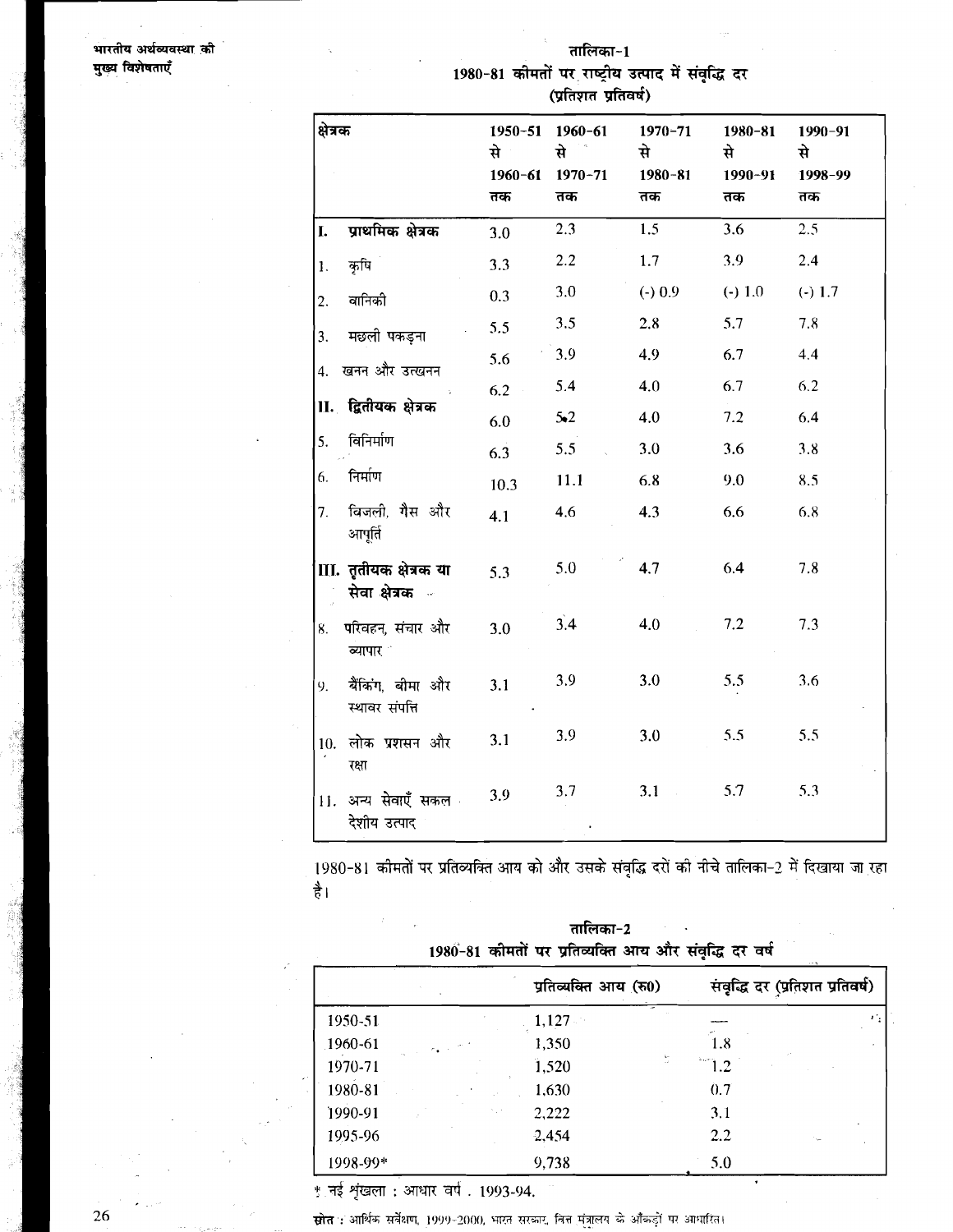### तालिका-1
### 1980-81 कीमतों पर राष्ट्रीय उत्पाद में संवृद्धि दर (प्रतिशत प्रतिवर्ष)

| क्षेत्रक | 1950-51 से 1960-61 तक | 1960-61 से 1970-71 तक | 1970-71 से 1980-81 तक | 1980-81 से 1990-91 तक | 1990-91 से 1998-99 तक |
|---|---|---|---|---|---|
| **I. प्राथमिक क्षेत्रक** | 3.0 | 2.3 | 1.5 | 3.6 | 2.5 |
| 1. कृषि | 3.3 | 2.2 | 1.7 | 3.9 | 2.4 |
| 2. वानिकी | 0.3 | 3.0 | (-) 0.9 | (-) 1.0 | (-) 1.7 |
| 3. मछली पकड़ना | 5.5 | 3.5 | 2.8 | 5.7 | 7.8 |
| 4. खनन और उत्खनन | 5.6 | 3.9 | 4.9 | 6.7 | 4.4 |
| **II. द्वितीयक क्षेत्रक** | 6.2 | 5.4 | 4.0 | 6.7 | 6.2 |
| 5. विनिर्माण | 6.0 | 5.2 | 4.0 | 7.2 | 6.4 |
| 6. निर्माण | 6.3 | 5.5 | 3.0 | 3.6 | 3.8 |
| 7. बिजली, गैस और आपूर्ति | 10.3 | 11.1 | 6.8 | 9.0 | 8.5 |
| | 4.1 | 4.6 | 4.3 | 6.6 | 6.8 |
| **III. तृतीयक क्षेत्रक या सेवा क्षेत्रक** | 5.3 | 5.0 | 4.7 | 6.4 | 7.8 |
| 8. परिवहन, संचार और व्यापार | 3.0 | 3.4 | 4.0 | 7.2 | 7.3 |
| 9. बैंकिंग, बीमा और स्थावर संपत्ति | 3.1 | 3.9 | 3.0 | 5.5 | 3.6 |
| 10. लोक प्रशासन और रक्षा | 3.1 | 3.9 | 3.0 | 5.5 | 5.5 |
| 11. अन्य सेवाएँ सकल देशीय उत्पाद | 3.9 | 3.7 | 3.1 | 5.7 | 5.3 |

1980-81 कीमतों पर प्रतिव्यक्ति आय को और उसके संवृद्धि दरों को नीचे तालिका-2 में दिखाया जा रहा है।

### तालिका-2
### 1980-81 कीमतों पर प्रतिव्यक्ति आय और संवृद्धि दर वर्ष

| | प्रतिव्यक्ति आय (रु0) | संवृद्धि दर (प्रतिशत प्रतिवर्ष) |
|---|---|---|
| 1950-51 | 1,127 | — |
| 1960-61 | 1,350 | 1.8 |
| 1970-71 | 1,520 | 1.2 |
| 1980-81 | 1,630 | 0.7 |
| 1990-91 | 2,222 | 3.1 |
| 1995-96 | 2,454 | 2.2 |
| 1998-99* | 9,738 | 5.0 |

* नई शृंखला : आधार वर्ष . 1993-94.

**स्रोत** : आर्थिक सर्वेक्षण, 1999-2000, भारत सरकार, वित्त मंत्रालय के आँकड़ों पर आधारित।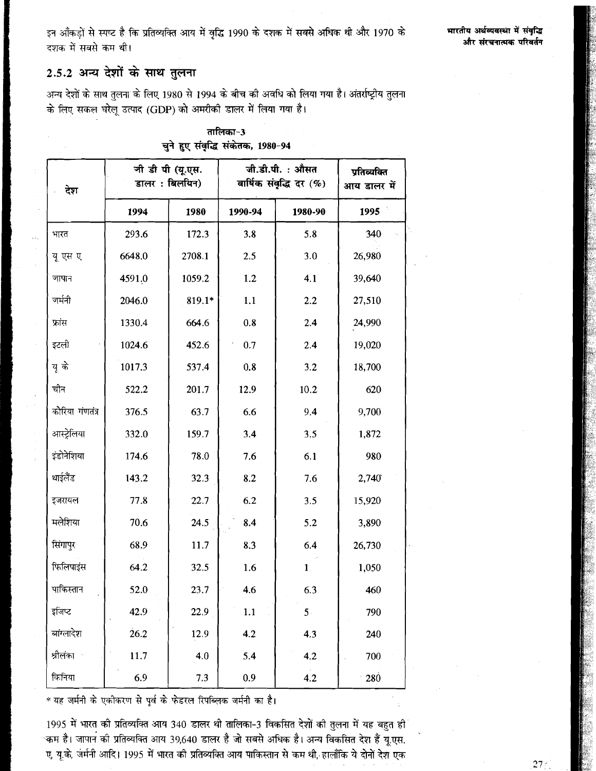इन आँकड़ों से स्पष्ट है कि प्रतिव्यक्ति आय में वृद्धि 1990 के दशक में सबसे अधिक थी और 1970 के दशक में सबसे कम थी।

### 2.5.2 अन्य देशों के साथ तुलना

अन्य देशों के साथ तुलना के लिए 1980 से 1994 के बीच की अवधि को लिया गया है। अंतर्राष्ट्रीय तुलना के लिए सकल घरेलू उत्पाद (GDP) को अमरीकी डालर में लिया गया है।

**तालिका-3**
**चुने हुए संवृद्धि संकेतक, 1980-94**

| देश | जी डी पी (यू.एस. डालर : बिलयिन) | | जी.डी.पी. : औसत वार्षिक संवृद्धि दर (%) | | प्रतिव्यक्ति आय डालर में |
|---|---|---|---|---|---|
| | 1994 | 1980 | 1990-94 | 1980-90 | 1995 |
| भारत | 293.6 | 172.3 | 3.8 | 5.8 | 340 |
| यू एस ए | 6648.0 | 2708.1 | 2.5 | 3.0 | 26,980 |
| जापान | 4591.0 | 1059.2 | 1.2 | 4.1 | 39,640 |
| जर्मनी | 2046.0 | 819.1* | 1.1 | 2.2 | 27,510 |
| फ्रांस | 1330.4 | 664.6 | 0.8 | 2.4 | 24,990 |
| इटली | 1024.6 | 452.6 | 0.7 | 2.4 | 19,020 |
| यू के | 1017.3 | 537.4 | 0.8 | 3.2 | 18,700 |
| चीन | 522.2 | 201.7 | 12.9 | 10.2 | 620 |
| कोरिया गंणतंत्र | 376.5 | 63.7 | 6.6 | 9.4 | 9,700 |
| आस्ट्रेलिया | 332.0 | 159.7 | 3.4 | 3.5 | 1,872 |
| इंडोनेशिया | 174.6 | 78.0 | 7.6 | 6.1 | 980 |
| थाईलैंड | 143.2 | 32.3 | 8.2 | 7.6 | 2,740 |
| इजरायल | 77.8 | 22.7 | 6.2 | 3.5 | 15,920 |
| मलेशिया | 70.6 | 24.5 | 8.4 | 5.2 | 3,890 |
| सिंगापुर | 68.9 | 11.7 | 8.3 | 6.4 | 26,730 |
| फिलिपाइंस | 64.2 | 32.5 | 1.6 | 1 | 1,050 |
| पाकिस्तान | 52.0 | 23.7 | 4.6 | 6.3 | 460 |
| इजिप्ट | 42.9 | 22.9 | 1.1 | 5 | 790 |
| बांग्लादेश | 26.2 | 12.9 | 4.2 | 4.3 | 240 |
| श्रीलंका | 11.7 | 4.0 | 5.4 | 4.2 | 700 |
| किनिया | 6.9 | 7.3 | 0.9 | 4.2 | 280 |

* यह जर्मनी के एकीकरण से पूर्व के फेडरल रिपब्लिक जर्मनी का है।

1995 में भारत की प्रतिव्यक्ति आय 340 डालर थी तालिका-3 विकसित देशों की तुलना में यह बहुत ही कम है। जापान की प्रतिव्यक्ति आय 39,640 डालर है जो सबसे अधिक है। अन्य विकसित देश हैं यू.एस. ए, यू.के, जर्मनी आदि। 1995 में भारत की प्रतिव्यक्ति आय पाकिस्तान से कम थी, हालाँकि ये दोनों देश एक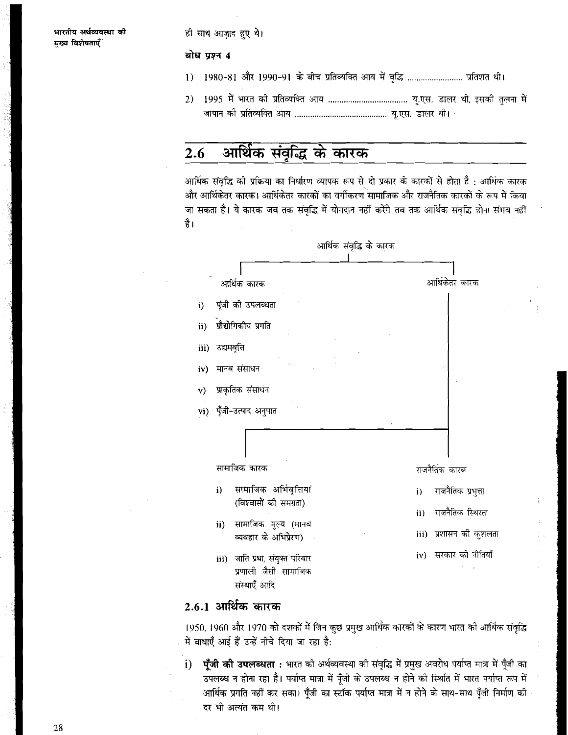ही साथ आज़ाद हुए थे।

**बोध प्रश्न 4**

1) 1980-81 और 1990-91 के बीच प्रतिव्यक्ति आय में वृद्धि ......................... प्रतिशत थी।

2) 1995 में भारत की प्रतिव्यक्ति आय .................................. यू.एस. डालर थी, इसकी तुलना में जापान की प्रतिव्यक्ति आय ......................................... यू.एस. डालर थी।

## 2.6 आर्थिक संवृद्धि के कारक

आर्थिक संवृद्धि की प्रक्रिया का निर्धारण व्यापक रूप से दो प्रकार के कारकों से होता है : आर्थिक कारक और आर्थिकेतर कारक। आर्थिकेतर कारकों का वर्गीकरण सामाजिक और राजनैतिक कारकों के रूप में किया जा सकता है। ये कारक जब तक संवृद्धि में योगदान नहीं करेंगे तब तक आर्थिक संवृद्धि होना संभव नहीं है।

**आर्थिक संवृद्धि के कारक**

- **आर्थिक कारक**
  - i) पूंजी की उपलब्धता
  - ii) प्रौद्योगिकीय प्रगति
  - iii) उद्यमवृत्ति
  - iv) मानव संसाधन
  - v) प्राकृतिक संसाधन
  - vi) पूँजी-उत्पाद अनुपात
- **आर्थिकेतर कारक**
  - **सामाजिक कारक**
    - i) सामाजिक अभिवृत्तियां (विश्वासों की समग्रता)
    - ii) सामाजिक मूल्य (मानव व्यवहार के अभिप्रेरण)
    - iii) जाति प्रथा, संयुक्त परिवार प्रणाली जैसी सामाजिक संस्थाएँ आदि
  - **राजनैतिक कारक**
    - i) राजनैतिक प्रभुत्ता
    - ii) राजनैतिक स्थिरता
    - iii) प्रशासन की कुशलता
    - iv) सरकार की नीतियाँ

### 2.6.1 आर्थिक कारक

1950, 1960 और 1970 को दशकों में जिन कुछ प्रमुख आर्थिक कारकों के कारण भारत की आर्थिक संवृद्धि में बाधाएँ आई हैं उन्हें नीचे दिया जा रहा है:

i) **पूँजी की उपलब्धता :** भारत की अर्थव्यवस्था की संवृद्धि में प्रमुख अवरोध पर्याप्त मात्रा में पूँजी का उपलब्ध न होना रहा है। पर्याप्त मात्रा में पूँजी के उपलब्ध न होने की स्थिति में भारत पर्याप्त रूप में आर्थिक प्रगति नहीं कर सका। पूँजी का स्टॉक पर्याप्त मात्रा में न होने के साथ-साथ पूँजी निर्माण की दर भी अत्यंत कम थी।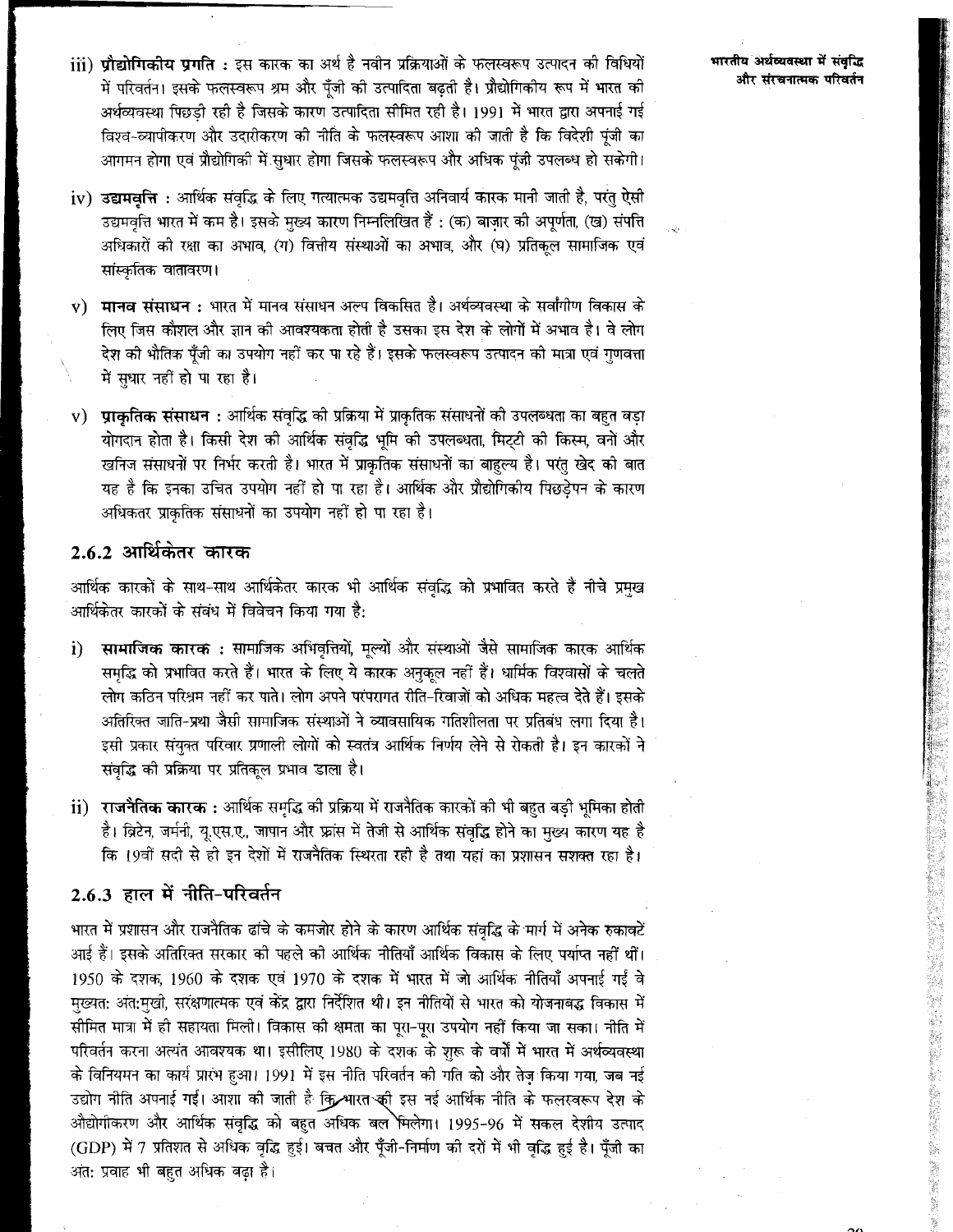iii) **प्रौद्योगिकीय प्रगति :** इस कारक का अर्थ है नवीन प्रक्रियाओं के फलस्वरूप उत्पादन की विधियों में परिवर्तन। इसके फलस्वरूप श्रम और पूँजी की उत्पादिता बढ़ती है। प्रौद्योगिकीय रूप में भारत की अर्थव्यवस्था पिछड़ी रही है जिसके कारण उत्पादिता सीमित रही है। 1991 में भारत द्वारा अपनाई गई विश्व-व्यापीकरण और उदारीकरण की नीति के फलस्वरूप आशा की जाती है कि विदेशी पूंजी का आगमन होगा एवं प्रौद्योगिकी में सुधार होगा जिसके फलस्वरूप और अधिक पूंजी उपलब्ध हो सकेगी।

iv) **उद्यमवृत्ति :** आर्थिक संवृद्धि के लिए गत्यात्मक उद्यमवृत्ति अनिवार्य कारक मानी जाती है, परंतु ऐसी उद्यमवृत्ति भारत में कम है। इसके मुख्य कारण निम्नलिखित हैं : (क) बाज़ार की अपूर्णता, (ख) संपत्ति अधिकारों की रक्षा का अभाव, (ग) वित्तीय संस्थाओं का अभाव, और (घ) प्रतिकूल सामाजिक एवं सांस्कृतिक वातावरण।

v) **मानव संसाधन :** भारत में मानव संसाधन अल्प विकसित है। अर्थव्यवस्था के सर्वांगीण विकास के लिए जिस कौशल और ज्ञान की आवश्यकता होती है उसका इस देश के लोगों में अभाव है। वे लोग देश की भौतिक पूँजी का उपयोग नहीं कर पा रहे हैं। इसके फलस्वरूप उत्पादन की मात्रा एवं गुणवत्ता में सुधार नहीं हो पा रहा है।

v) **प्राकृतिक संसाधन :** आर्थिक संवृद्धि की प्रक्रिया में प्राकृतिक संसाधनों की उपलब्धता का बहुत बड़ा योगदान होता है। किसी देश की आर्थिक संवृद्धि भूमि की उपलब्धता, मिट्टी की किस्म, वनों और खनिज संसाधनों पर निर्भर करती है। भारत में प्राकृतिक संसाधनों का बाहुल्य है। परंतु खेद की बात यह है कि इनका उचित उपयोग नहीं हो पा रहा है। आर्थिक और प्रौद्योगिकीय पिछड़ेपन के कारण अधिकतर प्राकृतिक संसाधनों का उपयोग नहीं हो पा रहा है।

### 2.6.2 आर्थिकेतर कारक

आर्थिक कारकों के साथ-साथ आर्थिकेतर कारक भी आर्थिक संवृद्धि को प्रभावित करते है नीचे प्रमुख आर्थिकेतर कारकों के संबंध में विवेचन किया गया है:

i) **सामाजिक कारक :** सामाजिक अभिवृत्तियों, मूल्यों और संस्थाओं जैसे सामाजिक कारक आर्थिक समृद्धि को प्रभावित करते हैं। भारत के लिए ये कारक अनुकूल नहीं हैं। धार्मिक विश्वासों के चलते लोग कठिन परिश्रम नहीं कर पाते। लोग अपने परंपरागत रीति-रिवाजों को अधिक महत्व देते हैं। इसके अतिरिक्त जाति-प्रथा जैसी सामाजिक संस्थाओं ने व्यावसायिक गतिशीलता पर प्रतिबंध लगा दिया है। इसी प्रकार संयुक्त परिवार प्रणाली लोगों को स्वतंत्र आर्थिक निर्णय लेने से रोकती है। इन कारकों ने संवृद्धि की प्रक्रिया पर प्रतिकूल प्रभाव डाला है।

ii) **राजनैतिक कारक :** आर्थिक समृद्धि की प्रक्रिया में राजनैतिक कारकों की भी बहुत बड़ी भूमिका होती है। ब्रिटेन, जर्मनी, यू.एस.ए., जापान और फ्रांस में तेजी से आर्थिक संवृद्धि होने का मुख्य कारण यह है कि 19वीं सदी से ही इन देशों में राजनैतिक स्थिरता रही है तथा यहां का प्रशासन सशक्त रहा है।

### 2.6.3 हाल में नीति-परिवर्तन

भारत में प्रशासन और राजनैतिक ढांचे के कमजोर होने के कारण आर्थिक संवृद्धि के मार्ग में अनेक रुकावटें आई हैं। इसके अतिरिक्त सरकार की पहले की आर्थिक नीतियाँ आर्थिक विकास के लिए पर्याप्त नहीं थीं। 1950 के दशक, 1960 के दशक एवं 1970 के दशक में भारत में जो आर्थिक नीतियाँ अपनाई गईं वे मुख्यत: अंत:मुखी, संरक्षणात्मक एवं केंद्र द्वारा निर्देशित थी। इन नीतियों से भारत को योजनाबद्ध विकास में सीमित मात्रा में ही सहायता मिली। विकास की क्षमता का पूरा-पूरा उपयोग नहीं किया जा सका। नीति में परिवर्तन करना अत्यंत आवश्यक था। इसीलिए 1980 के दशक के शुरू के वर्षों में भारत में अर्थव्यवस्था के विनियमन का कार्य प्रारंभ हुआ। 1991 में इस नीति परिवर्तन की गति को और तेज़ किया गया, जब नई उद्योग नीति अपनाई गई। आशा की जाती है कि भारत की इस नई आर्थिक नीति के फलस्वरूप देश के औद्योगीकरण और आर्थिक संवृद्धि को बहुत अधिक बल मिलेगा। 1995-96 में सकल देशीय उत्पाद (GDP) में 7 प्रतिशत से अधिक वृद्धि हुई। बचत और पूँजी-निर्माण की दरों में भी वृद्धि हुई है। पूँजी का अंत: प्रवाह भी बहुत अधिक बढ़ा है।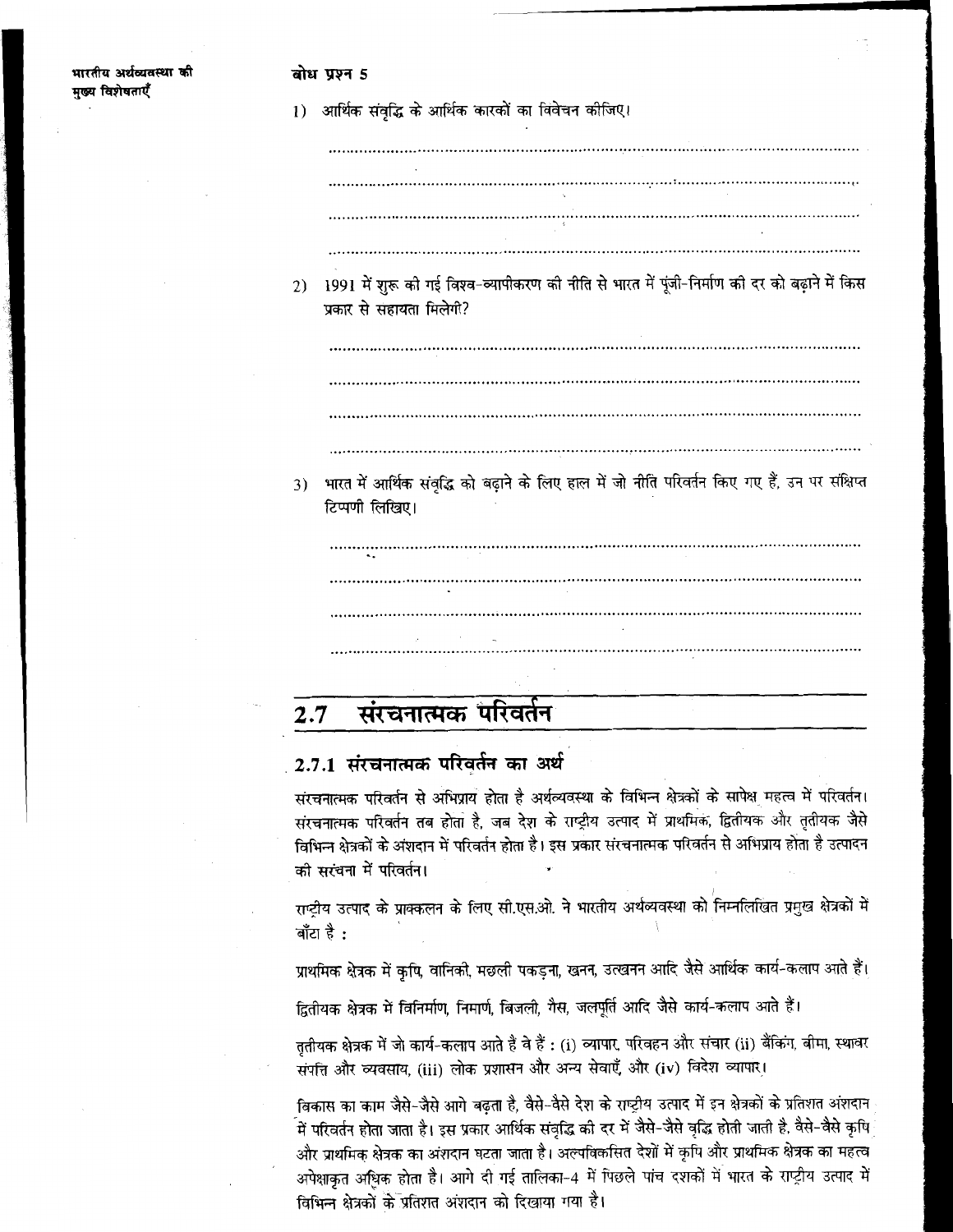**बोध प्रश्न 5**

1) आर्थिक संवृद्धि के आर्थिक कारकों का विवेचन कीजिए।

...........................................................................................................

...........................................................................................................

...........................................................................................................

...........................................................................................................

2) 1991 में शुरू की गई विश्व-व्यापीकरण की नीति से भारत में पूंजी-निर्माण की दर को बढ़ाने में किस प्रकार से सहायता मिलेगी?

...........................................................................................................

...........................................................................................................

...........................................................................................................

...........................................................................................................

3) भारत में आर्थिक संवृद्धि को बढ़ाने के लिए हाल में जो नीति परिवर्तन किए गए हैं, उन पर संक्षिप्त टिप्पणी लिखिए।

...........................................................................................................

...........................................................................................................

...........................................................................................................

...........................................................................................................

## 2.7 संरचनात्मक परिवर्तन

### 2.7.1 संरचनात्मक परिवर्तन का अर्थ

संरचनात्मक परिवर्तन से अभिप्राय होता है अर्थव्यवस्था के विभिन्न क्षेत्रकों के सापेक्ष महत्व में परिवर्तन। संरचनात्मक परिवर्तन तब होता है, जब देश के राष्ट्रीय उत्पाद में प्राथमिक, द्वितीयक और तृतीयक जैसे विभिन्न क्षेत्रकों के अंशदान में परिवर्तन होता है। इस प्रकार संरचनात्मक परिवर्तन से अभिप्राय होता है उत्पादन की सरंचना में परिवर्तन।

राष्ट्रीय उत्पाद के प्राक्कलन के लिए सी.एस.ओ. ने भारतीय अर्थव्यवस्था को निम्नलिखित प्रमुख क्षेत्रकों में बाँटा है :

प्राथमिक क्षेत्रक में कृषि, वानिकी, मछली पकड़ना, खनन, उत्खनन आदि जैसे आर्थिक कार्य-कलाप आते हैं।

द्वितीयक क्षेत्रक में विनिर्माण, निर्माण, बिजली, गैस, जलपूर्ति आदि जैसे कार्य-कलाप आते हैं।

तृतीयक क्षेत्रक में जो कार्य-कलाप आते हैं वे हैं : (i) व्यापार, परिवहन और संचार (ii) बैंकिंग, बीमा, स्थावर संपत्ति और व्यवसाय, (iii) लोक प्रशासन और अन्य सेवाएँ, और (iv) विदेश व्यापार।

विकास का काम जैसे-जैसे आगे बढ़ता है, वैसे-वैसे देश के राष्ट्रीय उत्पाद में इन क्षेत्रकों के प्रतिशत अंशदान में परिवर्तन होता जाता है। इस प्रकार आर्थिक संवृद्धि की दर में जैसे-जैसे वृद्धि होती जाती है, वैसे-वैसे कृषि और प्राथमिक क्षेत्रक का अंशदान घटता जाता है। अल्पविकसित देशों में कृषि और प्राथमिक क्षेत्रक का महत्व अपेक्षाकृत अधिक होता है। आगे दी गई तालिका-4 में पिछले पांच दशकों में भारत के राष्ट्रीय उत्पाद में विभिन्न क्षेत्रकों के प्रतिशत अंशदान को दिखाया गया है।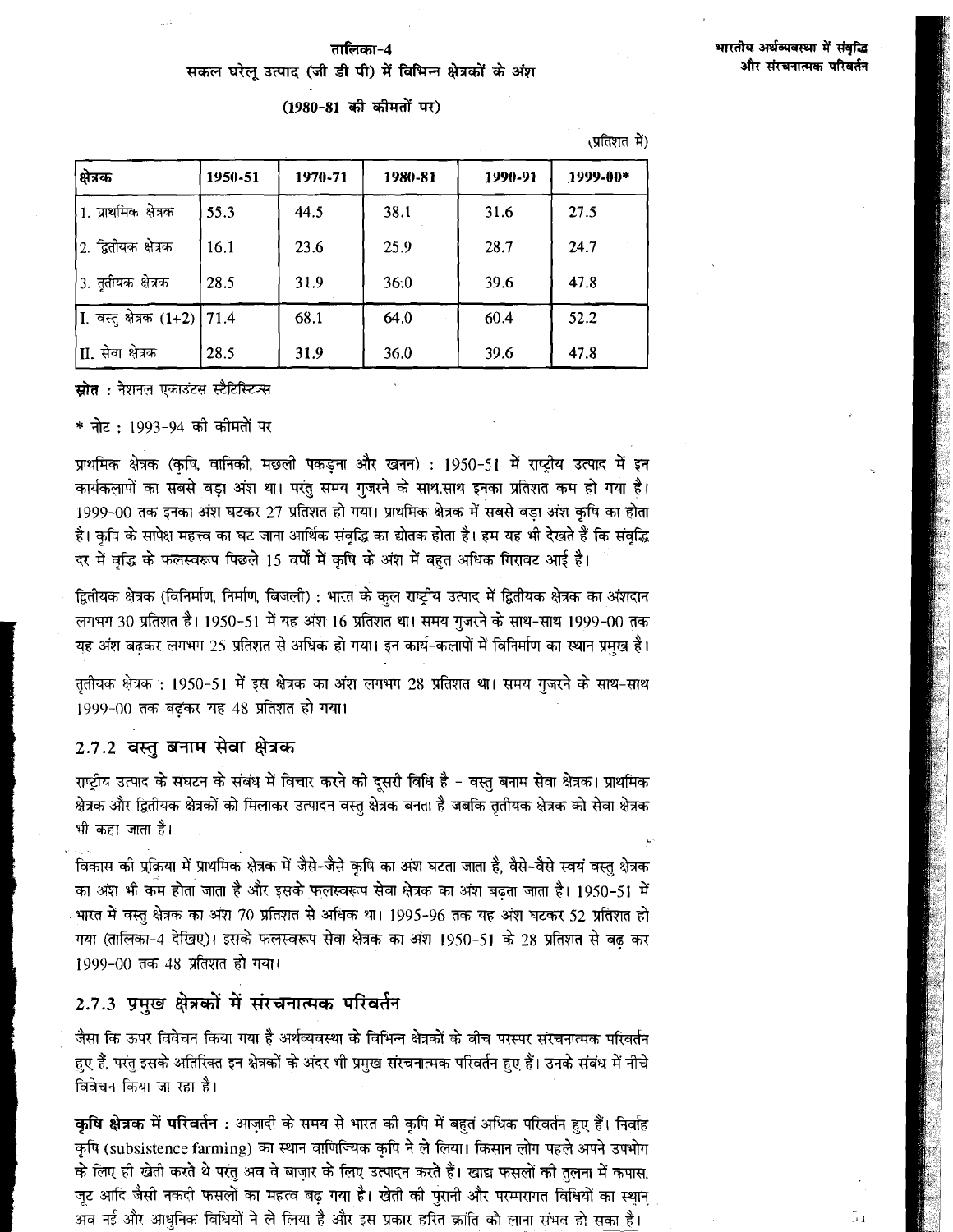तालिका-4
सकल घरेलू उत्पाद (जी डी पी) में विभिन्न क्षेत्रकों के अंश

(1980-81 की कीमतों पर)

(प्रतिशत में)

| क्षेत्रक | 1950-51 | 1970-71 | 1980-81 | 1990-91 | 1999-00* |
|---|---|---|---|---|---|
| 1. प्राथमिक क्षेत्रक | 55.3 | 44.5 | 38.1 | 31.6 | 27.5 |
| 2. द्वितीयक क्षेत्रक | 16.1 | 23.6 | 25.9 | 28.7 | 24.7 |
| 3. तृतीयक क्षेत्रक | 28.5 | 31.9 | 36.0 | 39.6 | 47.8 |
| I. वस्तु क्षेत्रक (1+2) | 71.4 | 68.1 | 64.0 | 60.4 | 52.2 |
| II. सेवा क्षेत्रक | 28.5 | 31.9 | 36.0 | 39.6 | 47.8 |

**स्रोत** : नेशनल एकाउंटस स्टैटिस्टिक्स

* नोट : 1993-94 की कीमतों पर

प्राथमिक क्षेत्रक (कृषि, वानिकी, मछली पकड़ना और खनन) : 1950-51 में राष्ट्रीय उत्पाद में इन कार्यकलापों का सबसे बड़ा अंश था। परंतु समय गुजरने के साथ-साथ इनका प्रतिशत कम हो गया है। 1999-00 तक इनका अंश घटकर 27 प्रतिशत हो गया। प्राथमिक क्षेत्रक में सबसे बड़ा अंश कृषि का होता है। कृषि के सापेक्ष महत्त्व का घट जाना आर्थिक संवृद्धि का द्योतक होता है। हम यह भी देखते हैं कि संवृद्धि दर में वृद्धि के फलस्वरूप पिछले 15 वर्षों में कृषि के अंश में बहुत अधिक गिरावट आई है।

द्वितीयक क्षेत्रक (विनिर्माण, निर्माण, बिजली) : भारत के कुल राष्ट्रीय उत्पाद में द्वितीयक क्षेत्रक का अंशदान लगभग 30 प्रतिशत है। 1950-51 में यह अंश 16 प्रतिशत था। समय गुजरने के साथ-साथ 1999-00 तक यह अंश बढ़कर लगभग 25 प्रतिशत से अधिक हो गया। इन कार्य-कलापों में विनिर्माण का स्थान प्रमुख है।

तृतीयक क्षेत्रक : 1950-51 में इस क्षेत्रक का अंश लगभग 28 प्रतिशत था। समय गुजरने के साथ-साथ 1999-00 तक बढ़कर यह 48 प्रतिशत हो गया।

## 2.7.2 वस्तु बनाम सेवा क्षेत्रक

राष्ट्रीय उत्पाद के संघटन के संबंध में विचार करने की दूसरी विधि है - वस्तु बनाम सेवा क्षेत्रक। प्राथमिक क्षेत्रक और द्वितीयक क्षेत्रकों को मिलाकर उत्पादन वस्तु क्षेत्रक बनता है जबकि तृतीयक क्षेत्रक को सेवा क्षेत्रक भी कहा जाता है।

विकास की प्रक्रिया में प्राथमिक क्षेत्रक में जैसे-जैसे कृषि का अंश घटता जाता है, वैसे-वैसे स्वयं वस्तु क्षेत्रक का अंश भी कम होता जाता है और इसके फलस्वरूप सेवा क्षेत्रक का अंश बढ़ता जाता है। 1950-51 में भारत में वस्तु क्षेत्रक का अंश 70 प्रतिशत से अधिक था। 1995-96 तक यह अंश घटकर 52 प्रतिशत हो गया (तालिका-4 देखिए)। इसके फलस्वरूप सेवा क्षेत्रक का अंश 1950-51 के 28 प्रतिशत से बढ़ कर 1999-00 तक 48 प्रतिशत हो गया।

## 2.7.3 प्रमुख क्षेत्रकों में संरचनात्मक परिवर्तन

जैसा कि ऊपर विवेचन किया गया है अर्थव्यवस्था के विभिन्न क्षेत्रकों के बीच परस्पर संरचनात्मक परिवर्तन हुए हैं, परंतु इसके अतिरिक्त इन क्षेत्रकों के अंदर भी प्रमुख संरचनात्मक परिवर्तन हुए हैं। उनके संबंध में नीचे विवेचन किया जा रहा है।

**कृषि क्षेत्रक में परिवर्तन** : आज़ादी के समय से भारत की कृषि में बहुत अधिक परिवर्तन हुए हैं। निर्वाह कृषि (subsistence farming) का स्थान वाणिज्यिक कृषि ने ले लिया। किसान लोग पहले अपने उपभोग के लिए ही खेती करते थे परंतु अब वे बाज़ार के लिए उत्पादन करते हैं। खाद्य फसलों की तुलना में कपास, जूट आदि जैसी नकदी फसलों का महत्व बढ़ गया है। खेती की पुरानी और परम्परागत विधियों का स्थान अब नई और आधुनिक विधियों ने ले लिया है और इस प्रकार हरित क्रांति को लाना संभव हो सका है।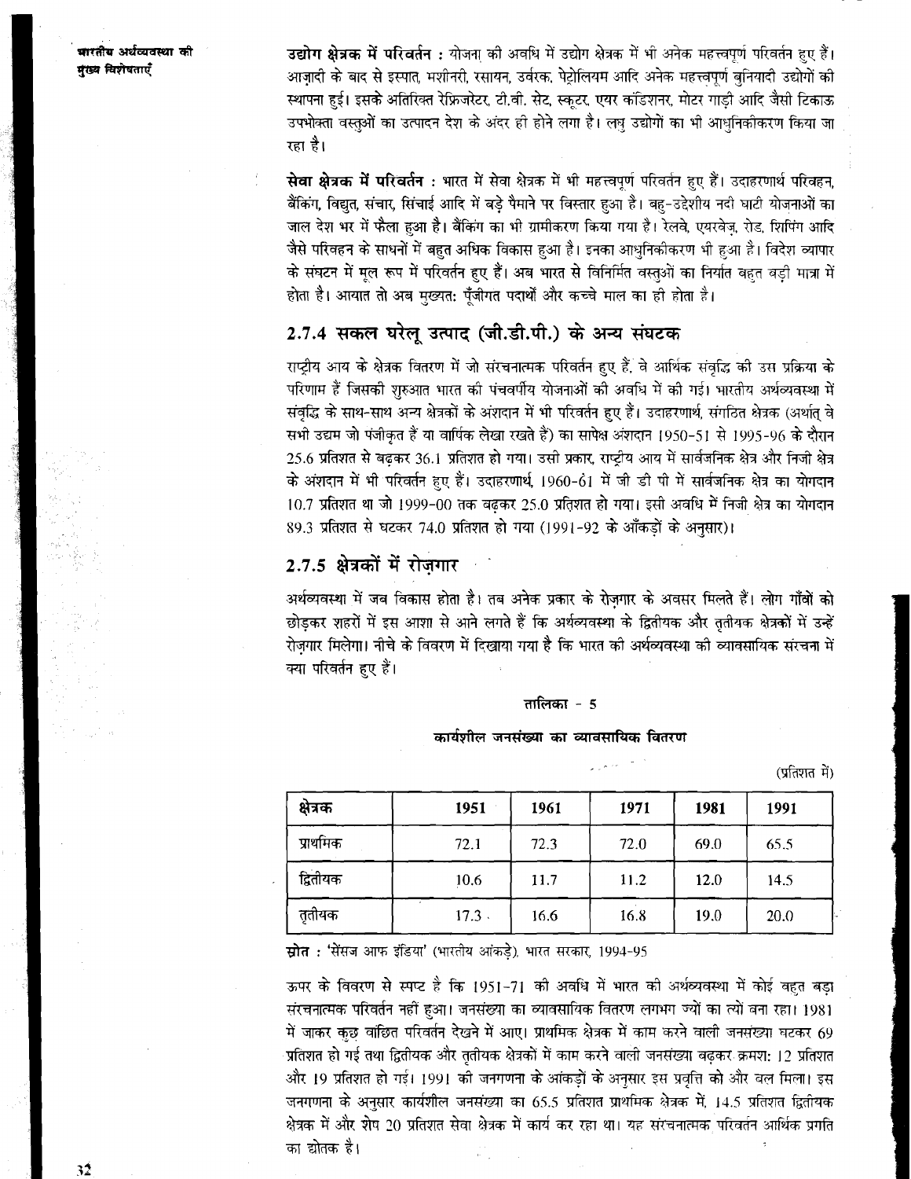**उद्योग क्षेत्रक में परिवर्तन :** योजना की अवधि में उद्योग क्षेत्रक में भी अनेक महत्त्वपूर्ण परिवर्तन हुए हैं। आज़ादी के बाद से इस्पात, मशीनरी, रसायन, उर्वरक, पेट्रोलियम आदि अनेक महत्त्वपूर्ण बुनियादी उद्योगों की स्थापना हुई। इसके अतिरिक्त रेफ्रिजरेटर, टी.वी. सेट, स्कूटर, एयर कंडिशनर, मोटर गाड़ी आदि जैसी टिकाऊ उपभोक्ता वस्तुओं का उत्पादन देश के अंदर ही होने लगा है। लघु उद्योगों का भी आधुनिकीकरण किया जा रहा है।

**सेवा क्षेत्रक में परिवर्तन :** भारत में सेवा क्षेत्रक में भी महत्त्वपूर्ण परिवर्तन हुए हैं। उदाहरणार्थ परिवहन, बैंकिंग, विद्युत, संचार, सिंचाई आदि में बड़े पैमाने पर विस्तार हुआ है। बहु-उद्देशीय नदी घाटी योजनाओं का जाल देश भर में फैला हुआ है। बैंकिंग का भी ग्रामीकरण किया गया है। रेलवे, एयरवेज़, रोड, शिपिंग आदि जैसे परिवहन के साधनों में बहुत अधिक विकास हुआ है। इनका आधुनिकीकरण भी हुआ है। विदेश व्यापार के संघटन में मूल रूप में परिवर्तन हुए हैं। अब भारत से विनिर्मित वस्तुओं का निर्यात बहुत बड़ी मात्रा में होता है। आयात तो अब मुख्यत: पूँजीगत पदार्थों और कच्चे माल का ही होता है।

## 2.7.4 सकल घरेलू उत्पाद (जी.डी.पी.) के अन्य संघटक

राष्ट्रीय आय के क्षेत्रक वितरण में जो संरचनात्मक परिवर्तन हुए हैं, वे आर्थिक संवृद्धि की उस प्रक्रिया के परिणाम हैं जिसकी शुरुआत भारत की पंचवर्षीय योजनाओं की अवधि में की गई। भारतीय अर्थव्यवस्था में संवृद्धि के साथ-साथ अन्य क्षेत्रकों के अंशदान में भी परिवर्तन हुए हैं। उदाहरणार्थ, संगठित क्षेत्रक (अर्थात् वे सभी उद्यम जो पंजीकृत हैं या वार्षिक लेखा रखते हैं) का सापेक्ष अंशदान 1950-51 से 1995-96 के दौरान 25.6 प्रतिशत से बढ़कर 36.1 प्रतिशत हो गया। उसी प्रकार, राष्ट्रीय आय में सार्वजनिक क्षेत्र और निजी क्षेत्र के अंशदान में भी परिवर्तन हुए हैं। उदाहरणार्थ, 1960-61 में जी डी पी में सार्वजनिक क्षेत्र का योगदान 10.7 प्रतिशत था जो 1999-00 तक बढ़कर 25.0 प्रतिशत हो गया। इसी अवधि में निजी क्षेत्र का योगदान 89.3 प्रतिशत से घटकर 74.0 प्रतिशत हो गया (1991-92 के आँकड़ों के अनुसार)।

## 2.7.5 क्षेत्रकों में रोज़गार

अर्थव्यवस्था में जब विकास होता है। तब अनेक प्रकार के रोज़गार के अवसर मिलते हैं। लोग गाँवों को छोड़कर शहरों में इस आशा से आने लगते हैं कि अर्थव्यवस्था के द्वितीयक और तृतीयक क्षेत्रकों में उन्हें रोज़गार मिलेगा। नीचे के विवरण में दिखाया गया है कि भारत की अर्थव्यवस्था की व्यावसायिक संरचना में क्या परिवर्तन हुए हैं।

**तालिका - 5**

**कार्यशील जनसंख्या का व्यावसायिक वितरण**

(प्रतिशत में)

| क्षेत्रक | 1951 | 1961 | 1971 | 1981 | 1991 |
|---|---|---|---|---|---|
| प्राथमिक | 72.1 | 72.3 | 72.0 | 69.0 | 65.5 |
| द्वितीयक | 10.6 | 11.7 | 11.2 | 12.0 | 14.5 |
| तृतीयक | 17.3 | 16.6 | 16.8 | 19.0 | 20.0 |

**स्रोत :** 'सेंसज आफ इंडिया' (भारतीय आंकड़े), भारत सरकार, 1994-95

ऊपर के विवरण से स्पष्ट है कि 1951-71 की अवधि में भारत की अर्थव्यवस्था में कोई बहुत बड़ा संरचनात्मक परिवर्तन नहीं हुआ। जनसंख्या का व्यावसायिक वितरण लगभग ज्यों का त्यों बना रहा। 1981 में जाकर कुछ वांछित परिवर्तन देखने में आए। प्राथमिक क्षेत्रक में काम करने वाली जनसंख्या घटकर 69 प्रतिशत हो गई तथा द्वितीयक और तृतीयक क्षेत्रकों में काम करने वाली जनसंख्या बढ़कर क्रमश: 12 प्रतिशत और 19 प्रतिशत हो गई। 1991 की जनगणना के आंकड़ों के अनुसार इस प्रवृत्ति को और बल मिला। इस जनगणना के अनुसार कार्यशील जनसंख्या का 65.5 प्रतिशत प्राथमिक क्षेत्रक में, 14.5 प्रतिशत द्वितीयक क्षेत्रक में और शेष 20 प्रतिशत सेवा क्षेत्रक में कार्य कर रहा था। यह संरचनात्मक परिवर्तन आर्थिक प्रगति का द्योतक है।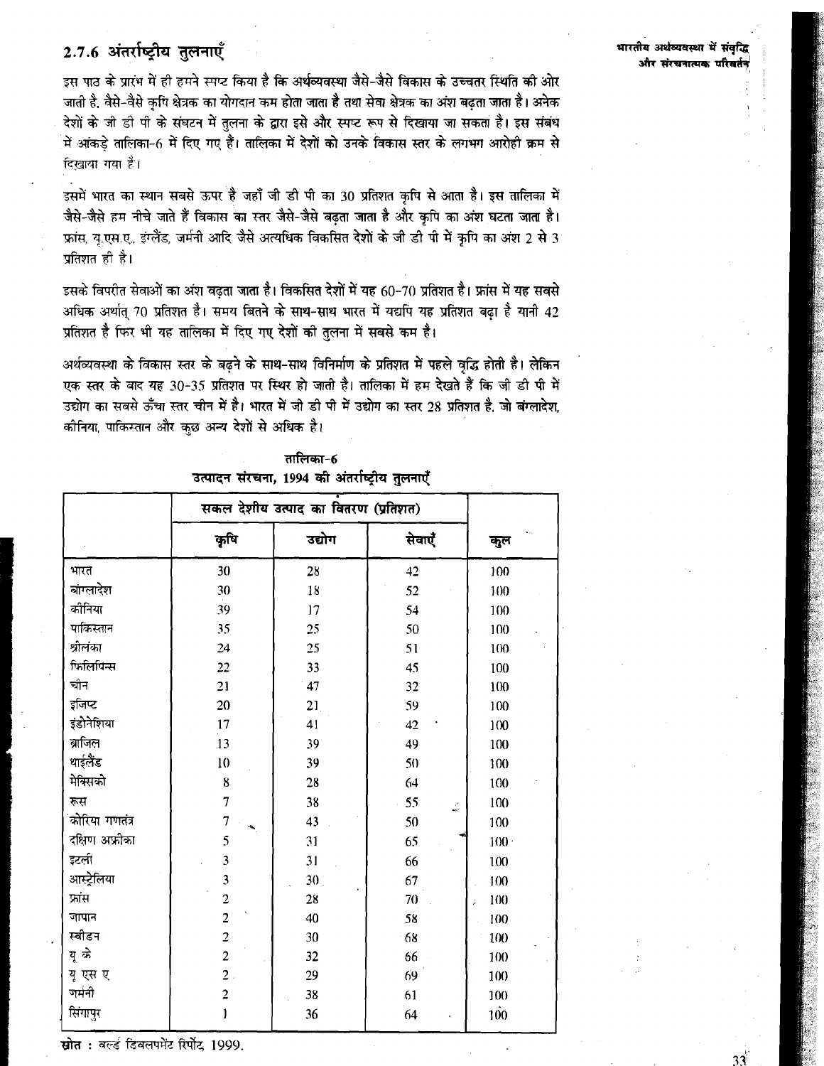### 2.7.6 अंतर्राष्ट्रीय तुलनाएँ

इस पाठ के प्रारंभ में ही हमने स्पष्ट किया है कि अर्थव्यवस्था जैसे-जैसे विकास के उच्चतर स्थिति की ओर जाती है, वैसे-वैसे कृषि क्षेत्रक का योगदान कम होता जाता है तथा सेवा क्षेत्रक का अंश बढ़ता जाता है। अनेक देशों के जी डी पी के संघटन में तुलना के द्वारा इसे और स्पष्ट रूप से दिखाया जा सकता है। इस संबंध में आंकड़े तालिका-6 में दिए गए हैं। तालिका में देशों को उनके विकास स्तर के लगभग आरोही क्रम से दिखाया गया है।

इसमें भारत का स्थान सबसे ऊपर है जहाँ जी डी पी का 30 प्रतिशत कृषि से आता है। इस तालिका में जैसे-जैसे हम नीचे जाते हैं विकास का स्तर जैसे-जैसे बढ़ता जाता है और कृषि का अंश घटता जाता है। फ्रांस, यू.एस.ए., इंग्लैंड, जर्मनी आदि जैसे अत्यधिक विकसित देशों के जी डी पी में कृषि का अंश 2 से 3 प्रतिशत ही है।

इसके विपरीत सेवाओं का अंश बढ़ता जाता है। विकसित देशों में यह 60-70 प्रतिशत है। फ्रांस में यह सबसे अधिक अर्थात् 70 प्रतिशत है। समय बितने के साथ-साथ भारत में यद्यपि यह प्रतिशत बढ़ा है यानी 42 प्रतिशत है फिर भी यह तालिका में दिए गए देशों की तुलना में सबसे कम है।

अर्थव्यवस्था के विकास स्तर के बढ़ने के साथ-साथ विनिर्माण के प्रतिशत में पहले वृद्धि होती है। लेकिन एक स्तर के बाद यह 30-35 प्रतिशत पर स्थिर हो जाती है। तालिका में हम देखते हैं कि जी डी पी में उद्योग का सबसे ऊँचा स्तर चीन में है। भारत में जी डी पी में उद्योग का स्तर 28 प्रतिशत है, जो बंग्लादेश, कीनिया, पाकिस्तान और कुछ अन्य देशों से अधिक है।

**तालिका-6**
**उत्पादन संरचना, 1994 की अंतर्राष्ट्रीय तुलनाएँ**

| | सकल देशीय उत्पाद का वितरण (प्रतिशत) | | | |
|---|---|---|---|---|
| | कृषि | उद्योग | सेवाएँ | कुल |
| भारत | 30 | 28 | 42 | 100 |
| बांग्लादेश | 30 | 18 | 52 | 100 |
| कीनिया | 39 | 17 | 54 | 100 |
| पाकिस्तान | 35 | 25 | 50 | 100 |
| श्रीलंका | 24 | 25 | 51 | 100 |
| फिलिपिन्स | 22 | 33 | 45 | 100 |
| चीन | 21 | 47 | 32 | 100 |
| इजिप्ट | 20 | 21 | 59 | 100 |
| इंडोनेशिया | 17 | 41 | 42 | 100 |
| ब्राजिल | 13 | 39 | 49 | 100 |
| थाईलैंड | 10 | 39 | 50 | 100 |
| मेक्सिको | 8 | 28 | 64 | 100 |
| रूस | 7 | 38 | 55 | 100 |
| कोरिया गणतंत्र | 7 | 43 | 50 | 100 |
| दक्षिण अफ्रीका | 5 | 31 | 65 | 100 |
| इटली | 3 | 31 | 66 | 100 |
| आस्ट्रेलिया | 3 | 30 | 67 | 100 |
| फ्रांस | 2 | 28 | 70 | 100 |
| जापान | 2 | 40 | 58 | 100 |
| स्वीडन | 2 | 30 | 68 | 100 |
| यू के | 2 | 32 | 66 | 100 |
| यू एस ए | 2 | 29 | 69 | 100 |
| जर्मनी | 2 | 38 | 61 | 100 |
| सिंगापुर | 1 | 36 | 64 | 100 |

**स्रोत :** वर्ल्ड डिवलपमेंट रिपोर्ट, 1999.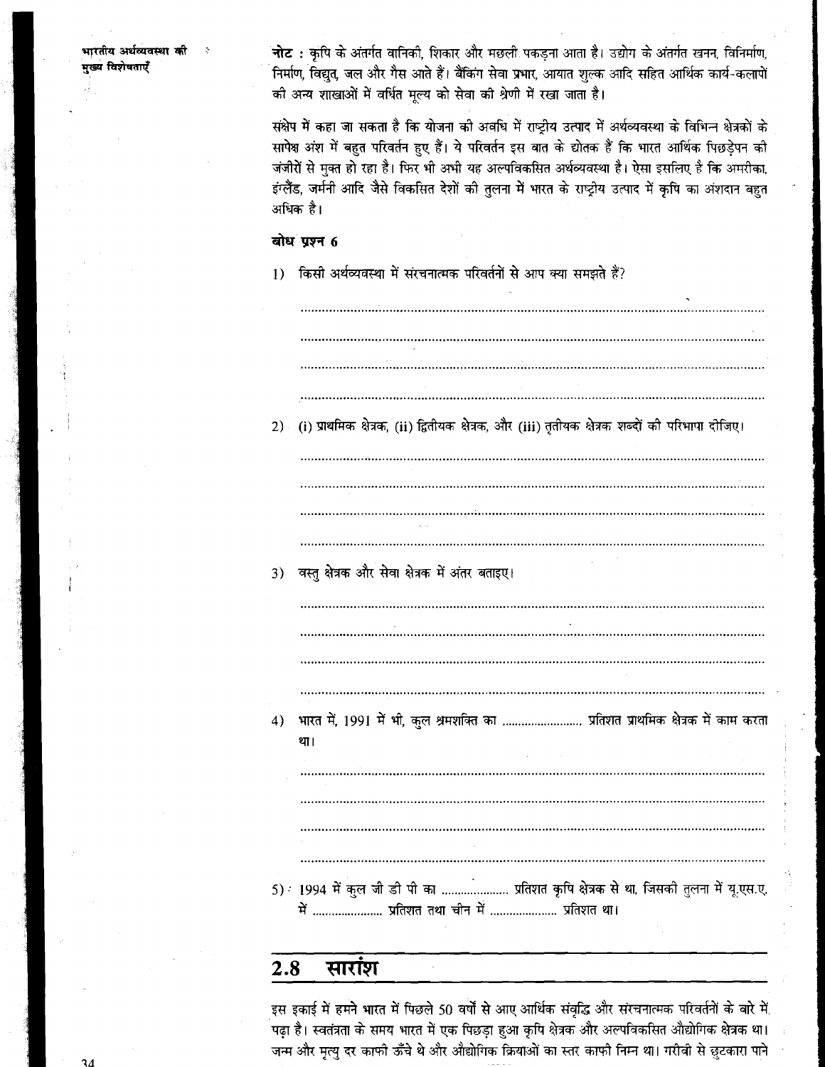**नोट :** कृषि के अंतर्गत वानिकी, शिकार और मछली पकड़ना आता है। उद्योग के अंतर्गत खनन, विनिर्माण, निर्माण, विद्युत, जल और गैस आते हैं। बैंकिंग सेवा प्रभार, आयात शुल्क आदि सहित आर्थिक कार्य-कलापों की अन्य शाखाओं में वर्धित मूल्य को सेवा की श्रेणी में रखा जाता है।

संक्षेप में कहा जा सकता है कि योजना की अवधि में राष्ट्रीय उत्पाद में अर्थव्यवस्था के विभिन्न क्षेत्रकों के सापेक्ष अंश में बहुत परिवर्तन हुए हैं। ये परिवर्तन इस बात के द्योतक हैं कि भारत आर्थिक पिछड़ेपन की जंजीरों से मुक्त हो रहा है। फिर भी अभी यह अल्पविकसित अर्थव्यवस्था है। ऐसा इसलिए है कि अमरीका, इंग्लैंड, जर्मनी आदि जैसे विकसित देशों की तुलना में भारत के राष्ट्रीय उत्पाद में कृषि का अंशदान बहुत अधिक है।

**बोध प्रश्न 6**

1) किसी अर्थव्यवस्था में संरचनात्मक परिवर्तनों से आप क्या समझते हैं?

..........................................................................................................

..........................................................................................................

..........................................................................................................

..........................................................................................................

2) (i) प्राथमिक क्षेत्रक, (ii) द्वितीयक क्षेत्रक, और (iii) तृतीयक क्षेत्रक शब्दों की परिभाषा दीजिए।

..........................................................................................................

..........................................................................................................

..........................................................................................................

..........................................................................................................

3) वस्तु क्षेत्रक और सेवा क्षेत्रक में अंतर बताइए।

..........................................................................................................

..........................................................................................................

..........................................................................................................

..........................................................................................................

4) भारत में, 1991 में भी, कुल श्रमशक्ति का ......................... प्रतिशत प्राथमिक क्षेत्रक में काम करता था।

..........................................................................................................

..........................................................................................................

..........................................................................................................

..........................................................................................................

5) 1994 में कुल जी डी पी का ..................... प्रतिशत कृषि क्षेत्रक से था, जिसकी तुलना में यू.एस.ए. में ..................... प्रतिशत तथा चीन में ..................... प्रतिशत था।

## 2.8 सारांश

इस इकाई में हमने भारत में पिछले 50 वर्षों से आए आर्थिक संवृद्धि और संरचनात्मक परिवर्तनों के बारे में पढ़ा है। स्वतंत्रता के समय भारत में एक पिछड़ा हुआ कृषि क्षेत्रक और अल्पविकसित औद्योगिक क्षेत्रक था। जन्म और मृत्यु दर काफी ऊँचे थे और औद्योगिक क्रियाओं का स्तर काफी निम्न था। गरीबी से छुटकारा पाने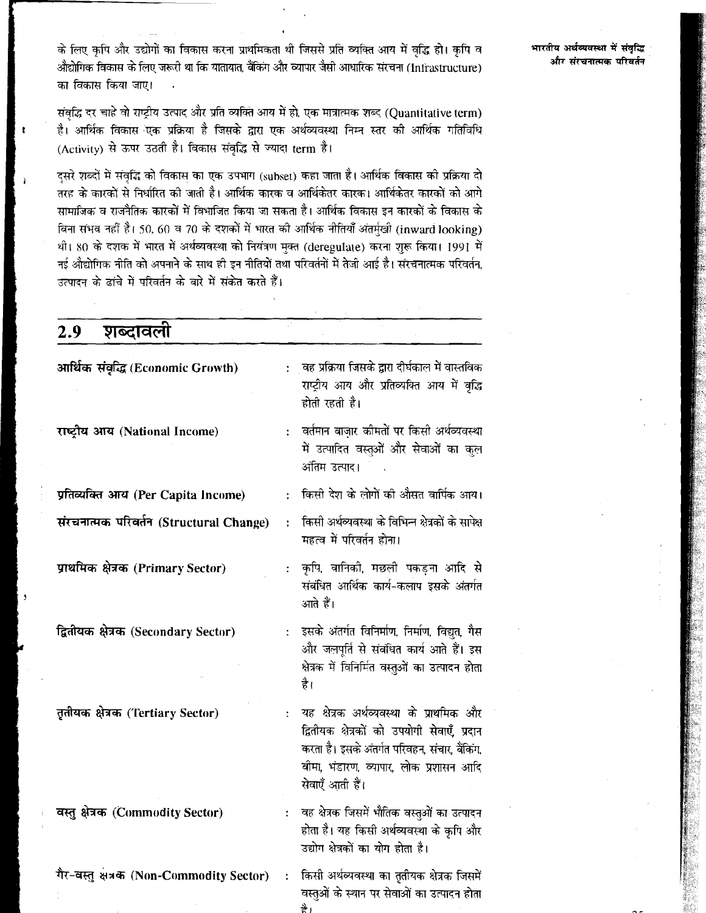के लिए कृषि और उद्योगों का विकास करना प्राथमिकता थी जिससे प्रति व्यक्ति आय में वृद्धि हो। कृषि व औद्योगिक विकास के लिए जरूरी था कि यातायात, बैंकिंग और व्यापार जैसी आधारिक संरचना (Infrastructure) का विकास किया जाए।

संवृद्धि दर चाहे वो राष्ट्रीय उत्पाद और प्रति व्यक्ति आय में हो, एक मात्रात्मक शब्द (Quantitative term) है। आर्थिक विकास एक प्रक्रिया है जिसके द्वारा एक अर्थव्यवस्था निम्न स्तर की आर्थिक गतिविधि (Activity) से ऊपर उठती है। विकास संवृद्धि से ज्यादा term है।

दूसरे शब्दों में संवृद्धि को विकास का एक उपभाग (subset) कहा जाता है। आर्थिक विकास की प्रक्रिया दो तरह के कारकों से निर्धारित की जाती है। आर्थिक कारक व आर्थिकेतर कारक। आर्थिकेतर कारकों को आगे सामाजिक व राजनैतिक कारकों में विभाजित किया जा सकता है। आर्थिक विकास इन कारकों के विकास के बिना संभव नहीं है। 50, 60 व 70 के दशकों में भारत की आर्थिक नीतियाँ अंतर्मुखी (inward looking) थी। 80 के दशक में भारत में अर्थव्यवस्था को नियंत्रण मुक्त (deregulate) करना शुरू किया। 1991 में नई औद्योगिक नीति को अपनाने के साथ ही इन नीतियों तथा परिवर्तनों में तेजी आई है। संरचनात्मक परिवर्तन, उत्पादन के ढांचे में परिवर्तन के बारे में संकेत करते हैं।

## 2.9 शब्दावली

**आर्थिक संवृद्धि (Economic Growth)** : वह प्रक्रिया जिसके द्वारा दीर्घकाल में वास्तविक राष्ट्रीय आय और प्रतिव्यक्ति आय में वृद्धि होती रहती है।

**राष्ट्रीय आय (National Income)** : वर्तमान बाज़ार कीमतों पर किसी अर्थव्यवस्था में उत्पादित वस्तुओं और सेवाओं का कुल अंतिम उत्पाद।

**प्रतिव्यक्ति आय (Per Capita Income)** : किसी देश के लोगों की औसत वार्षिक आय।

**संरचनात्मक परिवर्तन (Structural Change)** : किसी अर्थव्यवस्था के विभिन्न क्षेत्रकों के सापेक्ष महत्व में परिवर्तन होना।

**प्राथमिक क्षेत्रक (Primary Sector)** : कृषि, वानिकी, मछली पकड़ना आदि से संबंधित आर्थिक कार्य-कलाप इसके अंतर्गत आते हैं।

**द्वितीयक क्षेत्रक (Secondary Sector)** : इसके अंतर्गत विनिर्माण, निर्माण, विद्युत, गैस और जलपूर्ति से संबंधित कार्य आते हैं। इस क्षेत्रक में विनिर्मित वस्तुओं का उत्पादन होता है।

**तृतीयक क्षेत्रक (Tertiary Sector)** : यह क्षेत्रक अर्थव्यवस्था के प्राथमिक और द्वितीयक क्षेत्रकों को उपयोगी सेवाएँ, प्रदान करता है। इसके अंतर्गत परिवहन, संचार, बैंकिंग, बीमा, भंडारण, व्यापार, लोक प्रशासन आदि सेवाएँ आती हैं।

**वस्तु क्षेत्रक (Commodity Sector)** : वह क्षेत्रक जिसमें भौतिक वस्तुओं का उत्पादन होता है। यह किसी अर्थव्यवस्था के कृषि और उद्योग क्षेत्रकों का योग होता है।

**गैर-वस्तु क्षत्रक (Non-Commodity Sector)** : किसी अर्थव्यवस्था का तृतीयक क्षेत्रक जिसमें वस्तुओं के स्थान पर सेवाओं का उत्पादन होता है।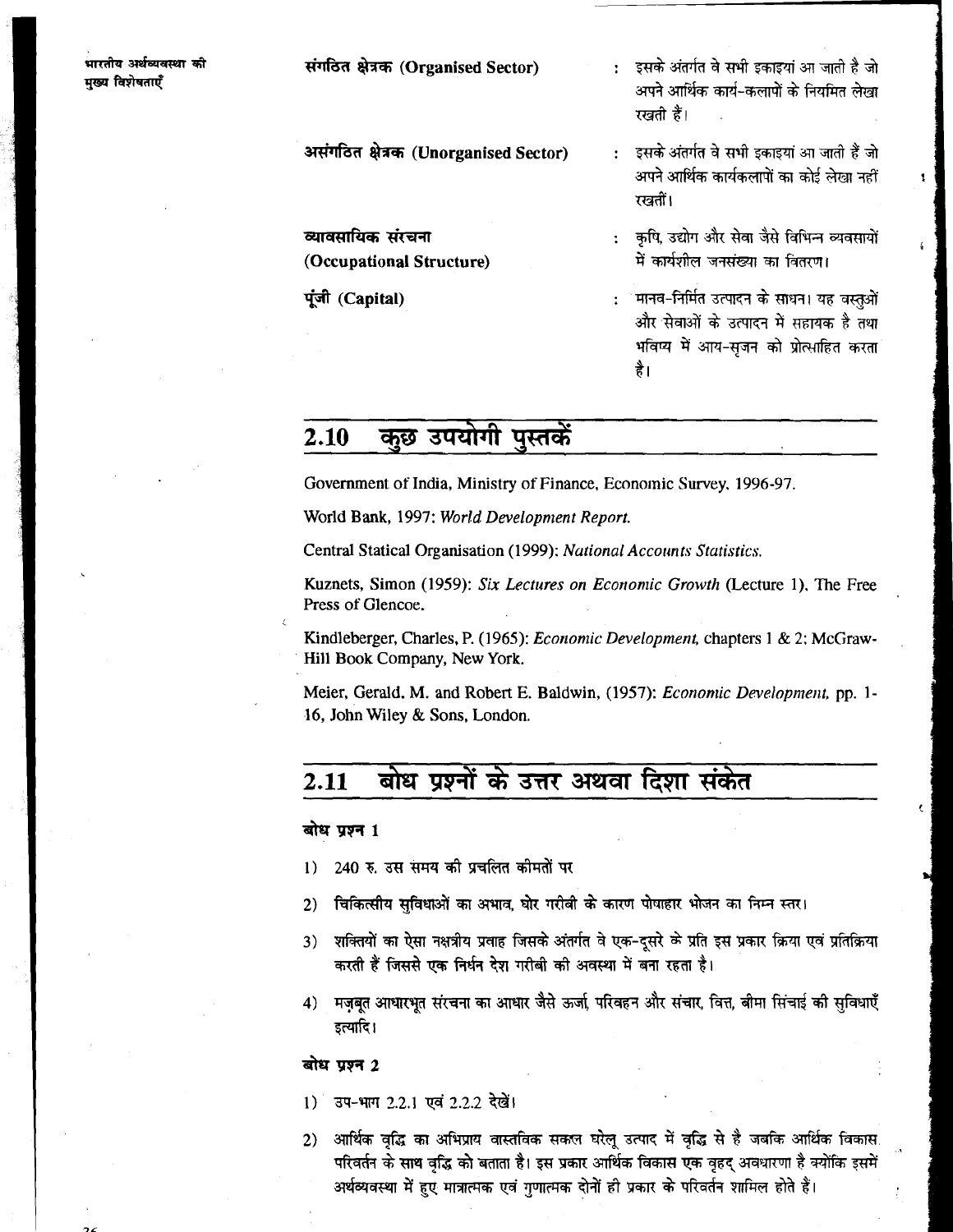**संगठित क्षेत्रक (Organised Sector)** : इसके अंतर्गत वे सभी इकाइयां आ जाती है जो अपने आर्थिक कार्य-कलापों के नियमित लेखा रखती हैं।

**असंगठित क्षेत्रक (Unorganised Sector)** : इसके अंतर्गत वे सभी इकाइयां आ जाती हैं जो अपने आर्थिक कार्यकलापों का कोई लेखा नहीं रखतीं।

**व्यावसायिक संरचना (Occupational Structure)** : कृषि, उद्योग और सेवा जैसे विभिन्न व्यवसायों में कार्यशील जनसंख्या का वितरण।

**पूंजी (Capital)** : मानव-निर्मित उत्पादन के साधन। यह वस्तुओं और सेवाओं के उत्पादन में सहायक है तथा भविष्य में आय-सृजन को प्रोत्साहित करता है।

## 2.10 कुछ उपयोगी पुस्तकें

Government of India, Ministry of Finance, Economic Survey, 1996-97.

World Bank, 1997: *World Development Report.*

Central Statical Organisation (1999): *National Accounts Statistics.*

Kuznets, Simon (1959): *Six Lectures on Economic Growth* (Lecture 1), The Free Press of Glencoe.

Kindleberger, Charles, P. (1965): *Economic Development,* chapters 1 & 2; McGraw-Hill Book Company, New York.

Meier, Gerald. M. and Robert E. Baldwin, (1957): *Economic Development,* pp. 1-16, John Wiley & Sons, London.

## 2.11 बोध प्रश्नों के उत्तर अथवा दिशा संकेत

**बोध प्रश्न 1**

1) 240 रु. उस समय की प्रचलित कीमतों पर
2) चिकित्सीय सुविधाओं का अभाव, घोर गरीबी के कारण पोषाहार भोजन का निम्न स्तर।
3) शक्तियों का ऐसा नक्षत्रीय प्रवाह जिसके अंतर्गत वे एक-दूसरे के प्रति इस प्रकार क्रिया एवं प्रतिक्रिया करती हैं जिससे एक निर्धन देश गरीबी की अवस्था में बना रहता है।
4) मज़बूत आधारभूत संरचना का आधार जैसे ऊर्जा, परिवहन और संचार, वित्त, बीमा सिंचाई की सुविधाएँ इत्यादि।

**बोध प्रश्न 2**

1) उप-भाग 2.2.1 एवं 2.2.2 देखें।
2) आर्थिक वृद्धि का अभिप्राय वास्तविक सकल घरेलू उत्पाद में वृद्धि से है जबकि आर्थिक विकास परिवर्तन के साथ वृद्धि को बताता है। इस प्रकार आर्थिक विकास एक वृहद् अवधारणा है क्योंकि इसमें अर्थव्यवस्था में हुए मात्रात्मक एवं गुणात्मक दोनों ही प्रकार के परिवर्तन शामिल होते हैं।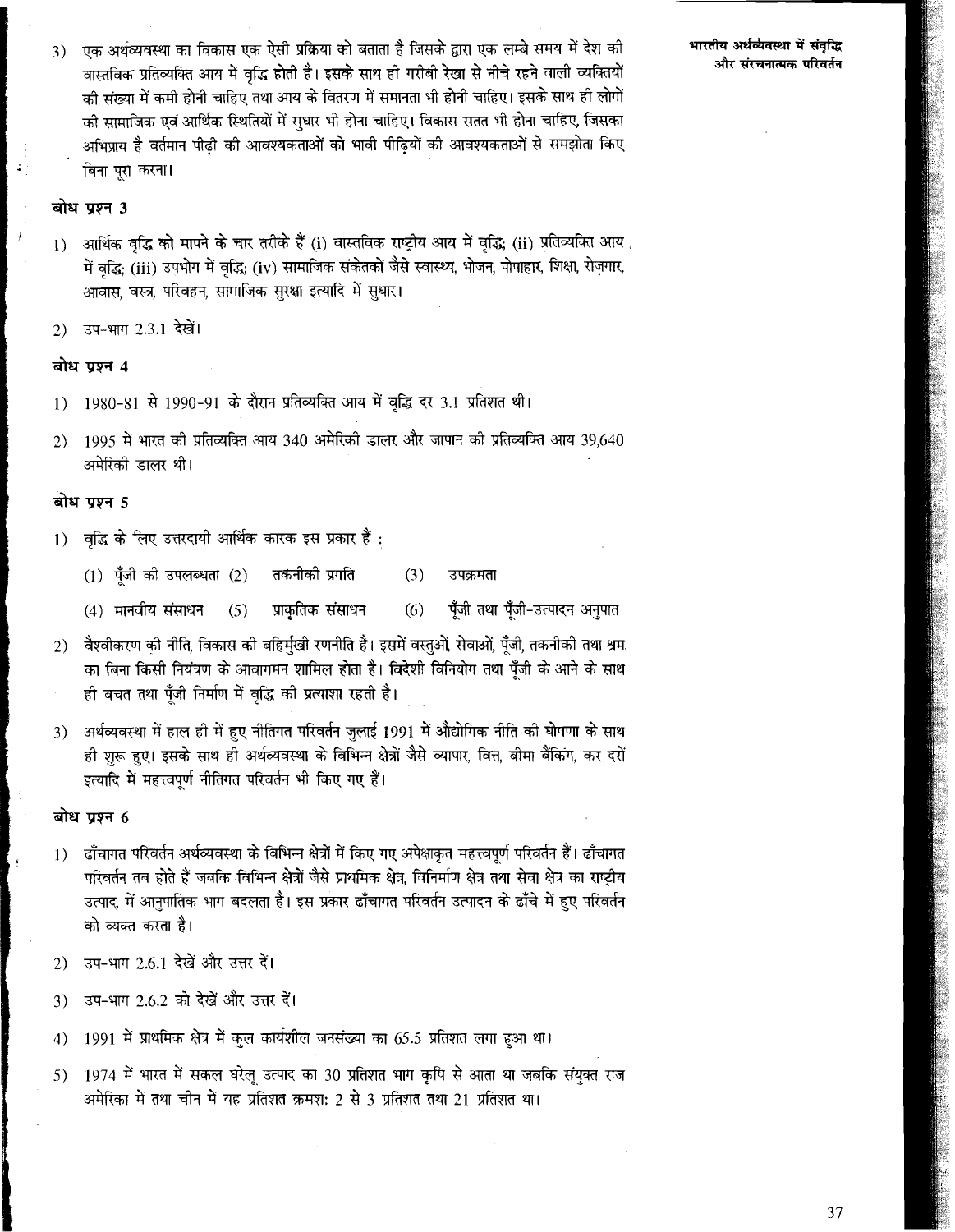3) एक अर्थव्यवस्था का विकास एक ऐसी प्रक्रिया को बताता है जिसके द्वारा एक लम्बे समय में देश की वास्तविक प्रतिव्यक्ति आय में वृद्धि होती है। इसके साथ ही गरीबी रेखा से नीचे रहने वाली व्यक्तियों की संख्या में कमी होनी चाहिए तथा आय के वितरण में समानता भी होनी चाहिए। इसके साथ ही लोगों की सामाजिक एवं आर्थिक स्थितियों में सुधार भी होना चाहिए। विकास सतत भी होना चाहिए, जिसका अभिप्राय है वर्तमान पीढ़ी की आवश्यकताओं को भावी पीढ़ियों की आवश्यकताओं से समझोता किए बिना पूरा करना।

### बोध प्रश्न 3

1) आर्थिक वृद्धि को मापने के चार तरीके हैं (i) वास्तविक राष्ट्रीय आय में वृद्धि; (ii) प्रतिव्यक्ति आय में वृद्धि; (iii) उपभोग में वृद्धि; (iv) सामाजिक संकेतकों जैसे स्वास्थ्य, भोजन, पोषाहार, शिक्षा, रोज़गार, आवास, वस्त्र, परिवहन, सामाजिक सुरक्षा इत्यादि में सुधार।

2) उप-भाग 2.3.1 देखें।

### बोध प्रश्न 4

1) 1980-81 से 1990-91 के दौरान प्रतिव्यक्ति आय में वृद्धि दर 3.1 प्रतिशत थी।

2) 1995 में भारत की प्रतिव्यक्ति आय 340 अमेरिकी डालर और जापान की प्रतिव्यक्ति आय 39,640 अमेरिकी डालर थी।

### बोध प्रश्न 5

1) वृद्धि के लिए उत्तरदायी आर्थिक कारक इस प्रकार हैं :

   (1) पूँजी की उपलब्धता (2) तकनीकी प्रगति (3) उपक्रमता

   (4) मानवीय संसाधन (5) प्राकृतिक संसाधन (6) पूँजी तथा पूँजी-उत्पादन अनुपात

2) वैश्वीकरण की नीति, विकास की बहिर्मुखी रणनीति है। इसमें वस्तुओं, सेवाओं, पूँजी, तकनीकी तथा श्रम का बिना किसी नियंत्रण के आवागमन शामिल होता है। विदेशी विनियोग तथा पूँजी के आने के साथ ही बचत तथा पूँजी निर्माण में वृद्धि की प्रत्याशा रहती है।

3) अर्थव्यवस्था में हाल ही में हुए नीतिगत परिवर्तन जुलाई 1991 में औद्योगिक नीति की घोषणा के साथ ही शुरू हुए। इसके साथ ही अर्थव्यवस्था के विभिन्न क्षेत्रों जैसे व्यापार, वित्त, बीमा बैंकिंग, कर दरों इत्यादि में महत्त्वपूर्ण नीतिगत परिवर्तन भी किए गए हैं।

### बोध प्रश्न 6

1) ढाँचागत परिवर्तन अर्थव्यवस्था के विभिन्न क्षेत्रों में किए गए अपेक्षाकृत महत्त्वपूर्ण परिवर्तन हैं। ढाँचागत परिवर्तन तब होते हैं जबकि विभिन्न क्षेत्रों जैसे प्राथमिक क्षेत्र, विनिर्माण क्षेत्र तथा सेवा क्षेत्र का राष्ट्रीय उत्पाद, में आनुपातिक भाग बदलता है। इस प्रकार ढाँचागत परिवर्तन उत्पादन के ढाँचे में हुए परिवर्तन को व्यक्त करता है।

2) उप-भाग 2.6.1 देखें और उत्तर दें।

3) उप-भाग 2.6.2 को देखें और उत्तर दें।

4) 1991 में प्राथमिक क्षेत्र में कुल कार्यशील जनसंख्या का 65.5 प्रतिशत लगा हुआ था।

5) 1974 में भारत में सकल घरेलू उत्पाद का 30 प्रतिशत भाग कृषि से आता था जबकि संयुक्त राज अमेरिका में तथा चीन में यह प्रतिशत क्रमशः 2 से 3 प्रतिशत तथा 21 प्रतिशत था।